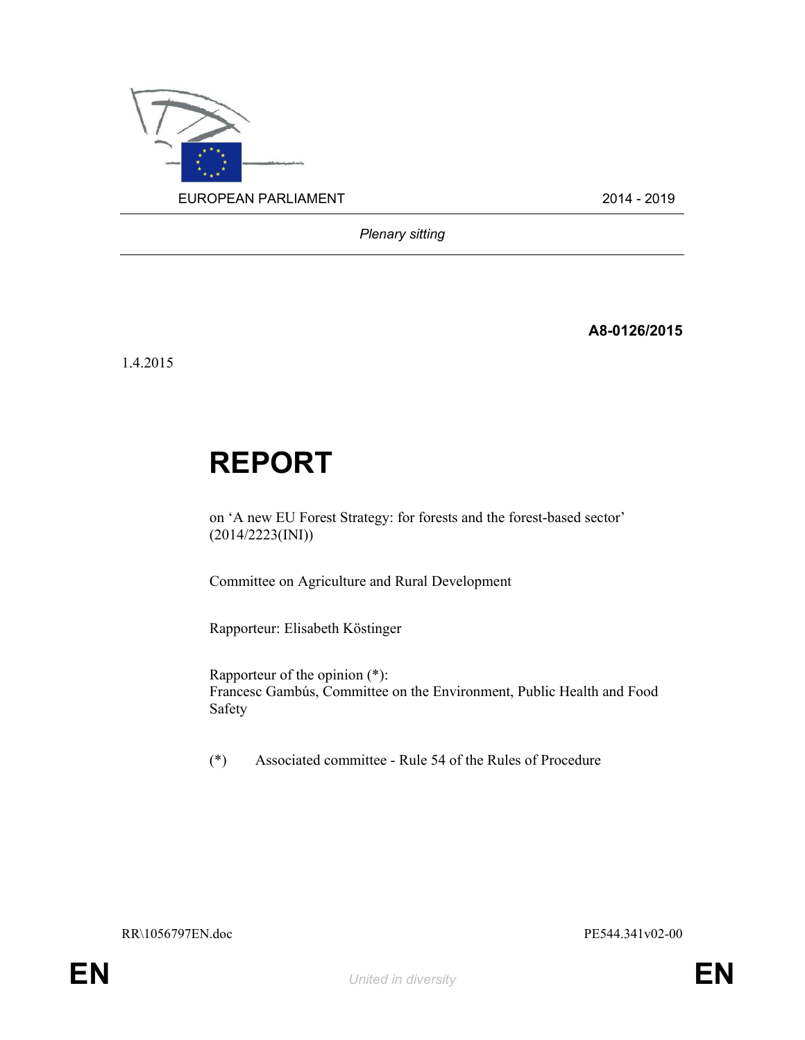EUROPEAN PARLIAMENT 2014 - 2019

*Plenary sitting*

**A8-0126/2015**

1.4.2015

# REPORT

on ‘A new EU Forest Strategy: for forests and the forest-based sector’ (2014/2223(INI))

Committee on Agriculture and Rural Development

Rapporteur: Elisabeth Köstinger

Rapporteur of the opinion (*):
Francesc Gambús, Committee on the Environment, Public Health and Food Safety

(*) Associated committee - Rule 54 of the Rules of Procedure

RR\1056797EN.doc PE544.341v02-00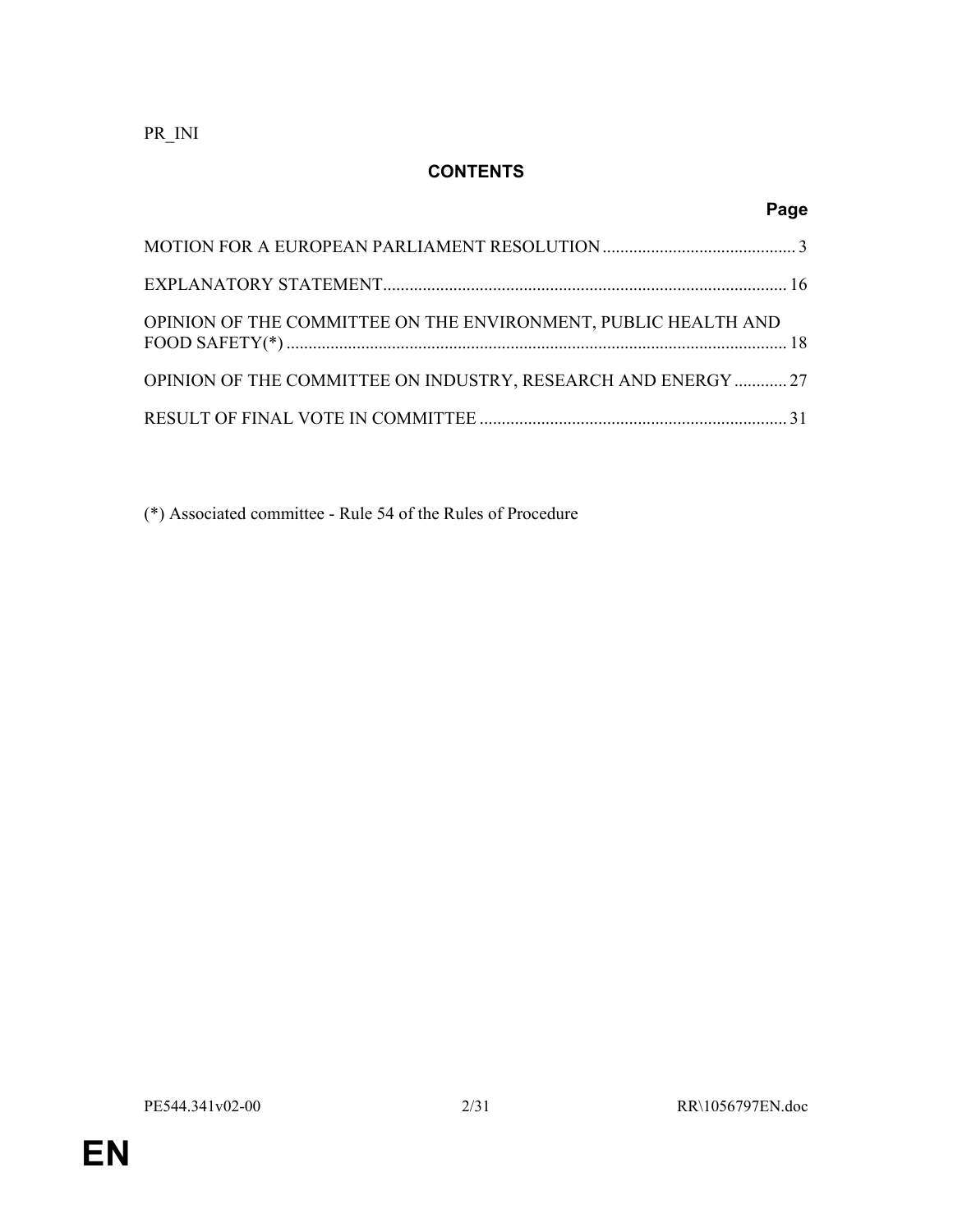PR_INI

## CONTENTS

| | Page |
|---|---|
| MOTION FOR A EUROPEAN PARLIAMENT RESOLUTION | 3 |
| EXPLANATORY STATEMENT | 16 |
| OPINION OF THE COMMITTEE ON THE ENVIRONMENT, PUBLIC HEALTH AND FOOD SAFETY(*) | 18 |
| OPINION OF THE COMMITTEE ON INDUSTRY, RESEARCH AND ENERGY | 27 |
| RESULT OF FINAL VOTE IN COMMITTEE | 31 |

(*) Associated committee - Rule 54 of the Rules of Procedure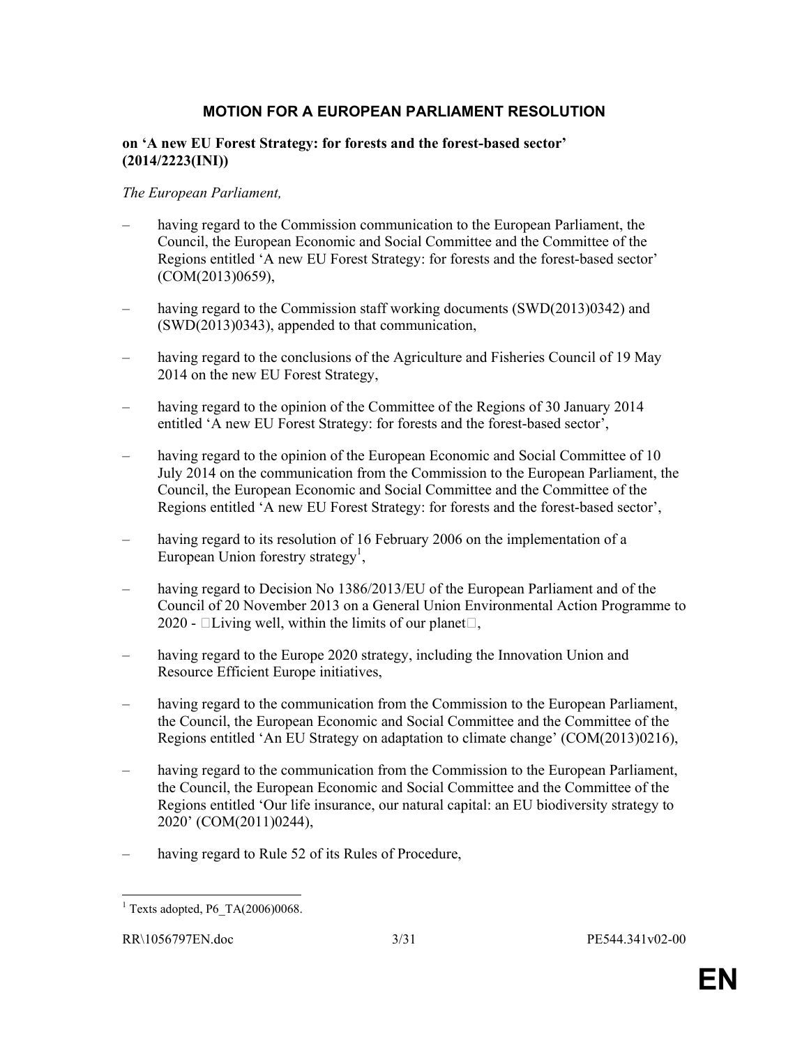# MOTION FOR A EUROPEAN PARLIAMENT RESOLUTION

**on 'A new EU Forest Strategy: for forests and the forest-based sector' (2014/2223(INI))**

*The European Parliament,*

– having regard to the Commission communication to the European Parliament, the Council, the European Economic and Social Committee and the Committee of the Regions entitled 'A new EU Forest Strategy: for forests and the forest-based sector' (COM(2013)0659),

– having regard to the Commission staff working documents (SWD(2013)0342) and (SWD(2013)0343), appended to that communication,

– having regard to the conclusions of the Agriculture and Fisheries Council of 19 May 2014 on the new EU Forest Strategy,

– having regard to the opinion of the Committee of the Regions of 30 January 2014 entitled 'A new EU Forest Strategy: for forests and the forest-based sector',

– having regard to the opinion of the European Economic and Social Committee of 10 July 2014 on the communication from the Commission to the European Parliament, the Council, the European Economic and Social Committee and the Committee of the Regions entitled 'A new EU Forest Strategy: for forests and the forest-based sector',

– having regard to its resolution of 16 February 2006 on the implementation of a European Union forestry strategy[1],

– having regard to Decision No 1386/2013/EU of the European Parliament and of the Council of 20 November 2013 on a General Union Environmental Action Programme to 2020 - Living well, within the limits of our planet,

– having regard to the Europe 2020 strategy, including the Innovation Union and Resource Efficient Europe initiatives,

– having regard to the communication from the Commission to the European Parliament, the Council, the European Economic and Social Committee and the Committee of the Regions entitled 'An EU Strategy on adaptation to climate change' (COM(2013)0216),

– having regard to the communication from the Commission to the European Parliament, the Council, the European Economic and Social Committee and the Committee of the Regions entitled 'Our life insurance, our natural capital: an EU biodiversity strategy to 2020' (COM(2011)0244),

– having regard to Rule 52 of its Rules of Procedure,

[1] Texts adopted, P6_TA(2006)0068.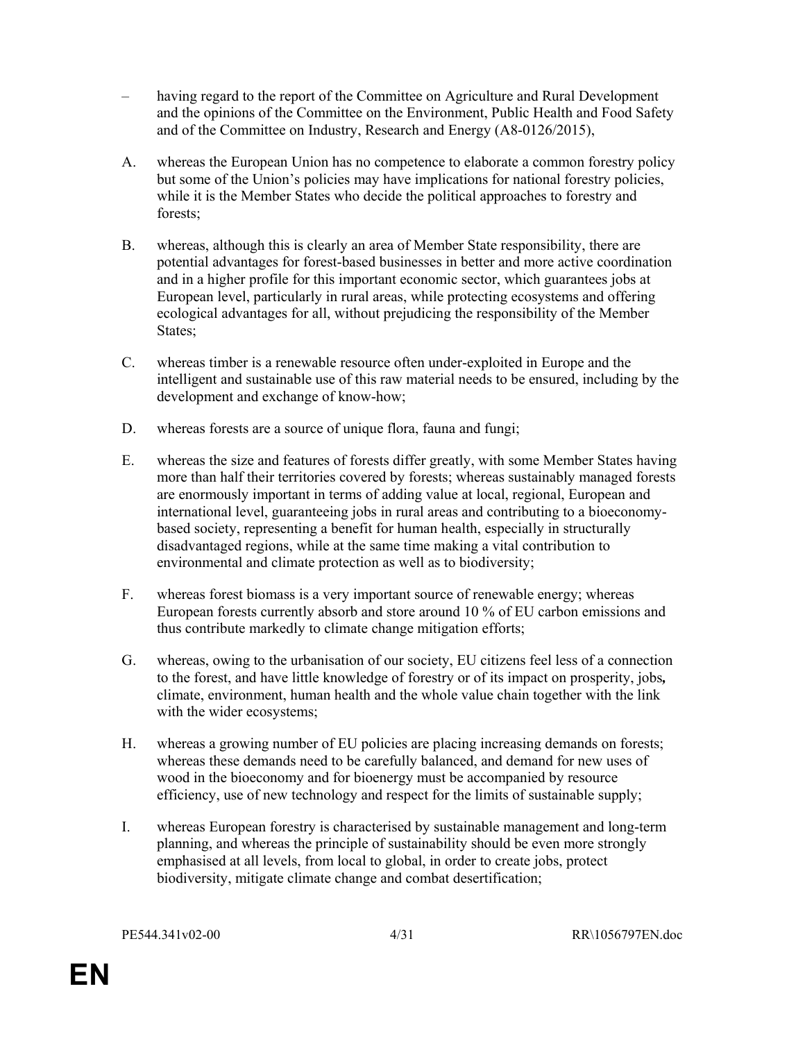– having regard to the report of the Committee on Agriculture and Rural Development and the opinions of the Committee on the Environment, Public Health and Food Safety and of the Committee on Industry, Research and Energy (A8-0126/2015),

A. whereas the European Union has no competence to elaborate a common forestry policy but some of the Union's policies may have implications for national forestry policies, while it is the Member States who decide the political approaches to forestry and forests;

B. whereas, although this is clearly an area of Member State responsibility, there are potential advantages for forest-based businesses in better and more active coordination and in a higher profile for this important economic sector, which guarantees jobs at European level, particularly in rural areas, while protecting ecosystems and offering ecological advantages for all, without prejudicing the responsibility of the Member States;

C. whereas timber is a renewable resource often under-exploited in Europe and the intelligent and sustainable use of this raw material needs to be ensured, including by the development and exchange of know-how;

D. whereas forests are a source of unique flora, fauna and fungi;

E. whereas the size and features of forests differ greatly, with some Member States having more than half their territories covered by forests; whereas sustainably managed forests are enormously important in terms of adding value at local, regional, European and international level, guaranteeing jobs in rural areas and contributing to a bioeconomy-based society, representing a benefit for human health, especially in structurally disadvantaged regions, while at the same time making a vital contribution to environmental and climate protection as well as to biodiversity;

F. whereas forest biomass is a very important source of renewable energy; whereas European forests currently absorb and store around 10 % of EU carbon emissions and thus contribute markedly to climate change mitigation efforts;

G. whereas, owing to the urbanisation of our society, EU citizens feel less of a connection to the forest, and have little knowledge of forestry or of its impact on prosperity, jobs**,** climate, environment, human health and the whole value chain together with the link with the wider ecosystems;

H. whereas a growing number of EU policies are placing increasing demands on forests; whereas these demands need to be carefully balanced, and demand for new uses of wood in the bioeconomy and for bioenergy must be accompanied by resource efficiency, use of new technology and respect for the limits of sustainable supply;

I. whereas European forestry is characterised by sustainable management and long-term planning, and whereas the principle of sustainability should be even more strongly emphasised at all levels, from local to global, in order to create jobs, protect biodiversity, mitigate climate change and combat desertification;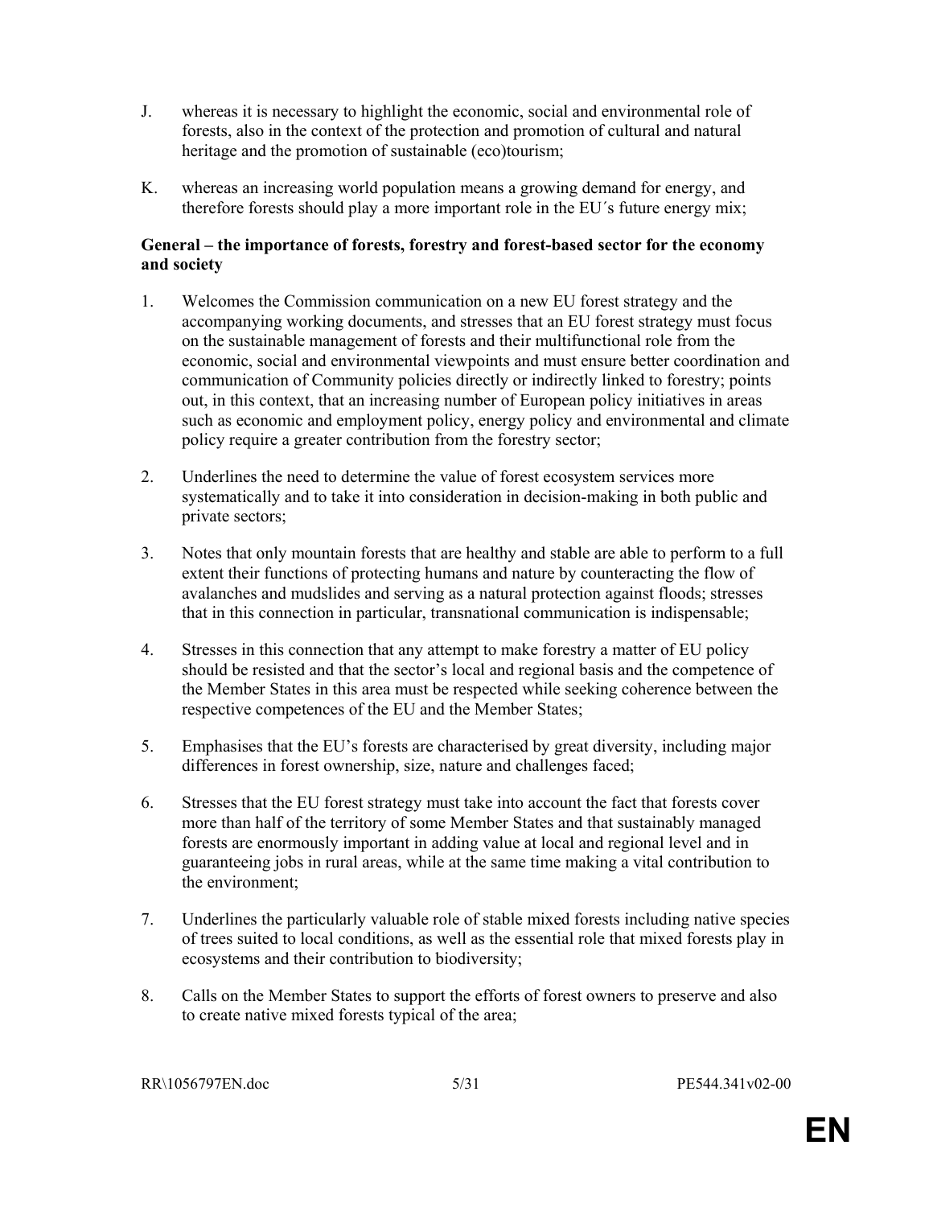J. whereas it is necessary to highlight the economic, social and environmental role of forests, also in the context of the protection and promotion of cultural and natural heritage and the promotion of sustainable (eco)tourism;

K. whereas an increasing world population means a growing demand for energy, and therefore forests should play a more important role in the EU´s future energy mix;

**General – the importance of forests, forestry and forest-based sector for the economy and society**

1. Welcomes the Commission communication on a new EU forest strategy and the accompanying working documents, and stresses that an EU forest strategy must focus on the sustainable management of forests and their multifunctional role from the economic, social and environmental viewpoints and must ensure better coordination and communication of Community policies directly or indirectly linked to forestry; points out, in this context, that an increasing number of European policy initiatives in areas such as economic and employment policy, energy policy and environmental and climate policy require a greater contribution from the forestry sector;

2. Underlines the need to determine the value of forest ecosystem services more systematically and to take it into consideration in decision-making in both public and private sectors;

3. Notes that only mountain forests that are healthy and stable are able to perform to a full extent their functions of protecting humans and nature by counteracting the flow of avalanches and mudslides and serving as a natural protection against floods; stresses that in this connection in particular, transnational communication is indispensable;

4. Stresses in this connection that any attempt to make forestry a matter of EU policy should be resisted and that the sector's local and regional basis and the competence of the Member States in this area must be respected while seeking coherence between the respective competences of the EU and the Member States;

5. Emphasises that the EU's forests are characterised by great diversity, including major differences in forest ownership, size, nature and challenges faced;

6. Stresses that the EU forest strategy must take into account the fact that forests cover more than half of the territory of some Member States and that sustainably managed forests are enormously important in adding value at local and regional level and in guaranteeing jobs in rural areas, while at the same time making a vital contribution to the environment;

7. Underlines the particularly valuable role of stable mixed forests including native species of trees suited to local conditions, as well as the essential role that mixed forests play in ecosystems and their contribution to biodiversity;

8. Calls on the Member States to support the efforts of forest owners to preserve and also to create native mixed forests typical of the area;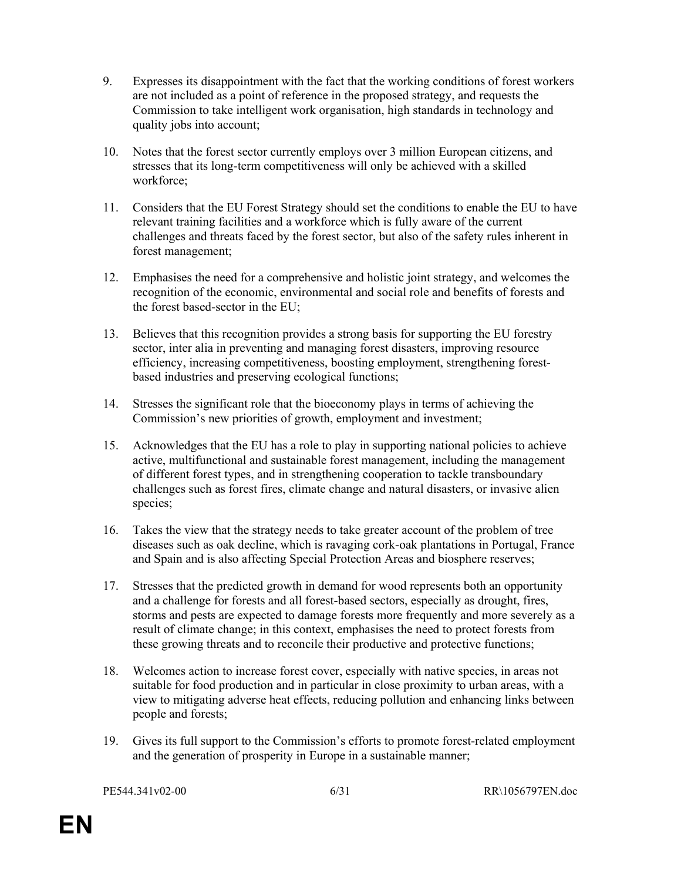9. Expresses its disappointment with the fact that the working conditions of forest workers are not included as a point of reference in the proposed strategy, and requests the Commission to take intelligent work organisation, high standards in technology and quality jobs into account;

10. Notes that the forest sector currently employs over 3 million European citizens, and stresses that its long-term competitiveness will only be achieved with a skilled workforce;

11. Considers that the EU Forest Strategy should set the conditions to enable the EU to have relevant training facilities and a workforce which is fully aware of the current challenges and threats faced by the forest sector, but also of the safety rules inherent in forest management;

12. Emphasises the need for a comprehensive and holistic joint strategy, and welcomes the recognition of the economic, environmental and social role and benefits of forests and the forest based-sector in the EU;

13. Believes that this recognition provides a strong basis for supporting the EU forestry sector, inter alia in preventing and managing forest disasters, improving resource efficiency, increasing competitiveness, boosting employment, strengthening forest-based industries and preserving ecological functions;

14. Stresses the significant role that the bioeconomy plays in terms of achieving the Commission's new priorities of growth, employment and investment;

15. Acknowledges that the EU has a role to play in supporting national policies to achieve active, multifunctional and sustainable forest management, including the management of different forest types, and in strengthening cooperation to tackle transboundary challenges such as forest fires, climate change and natural disasters, or invasive alien species;

16. Takes the view that the strategy needs to take greater account of the problem of tree diseases such as oak decline, which is ravaging cork-oak plantations in Portugal, France and Spain and is also affecting Special Protection Areas and biosphere reserves;

17. Stresses that the predicted growth in demand for wood represents both an opportunity and a challenge for forests and all forest-based sectors, especially as drought, fires, storms and pests are expected to damage forests more frequently and more severely as a result of climate change; in this context, emphasises the need to protect forests from these growing threats and to reconcile their productive and protective functions;

18. Welcomes action to increase forest cover, especially with native species, in areas not suitable for food production and in particular in close proximity to urban areas, with a view to mitigating adverse heat effects, reducing pollution and enhancing links between people and forests;

19. Gives its full support to the Commission's efforts to promote forest-related employment and the generation of prosperity in Europe in a sustainable manner;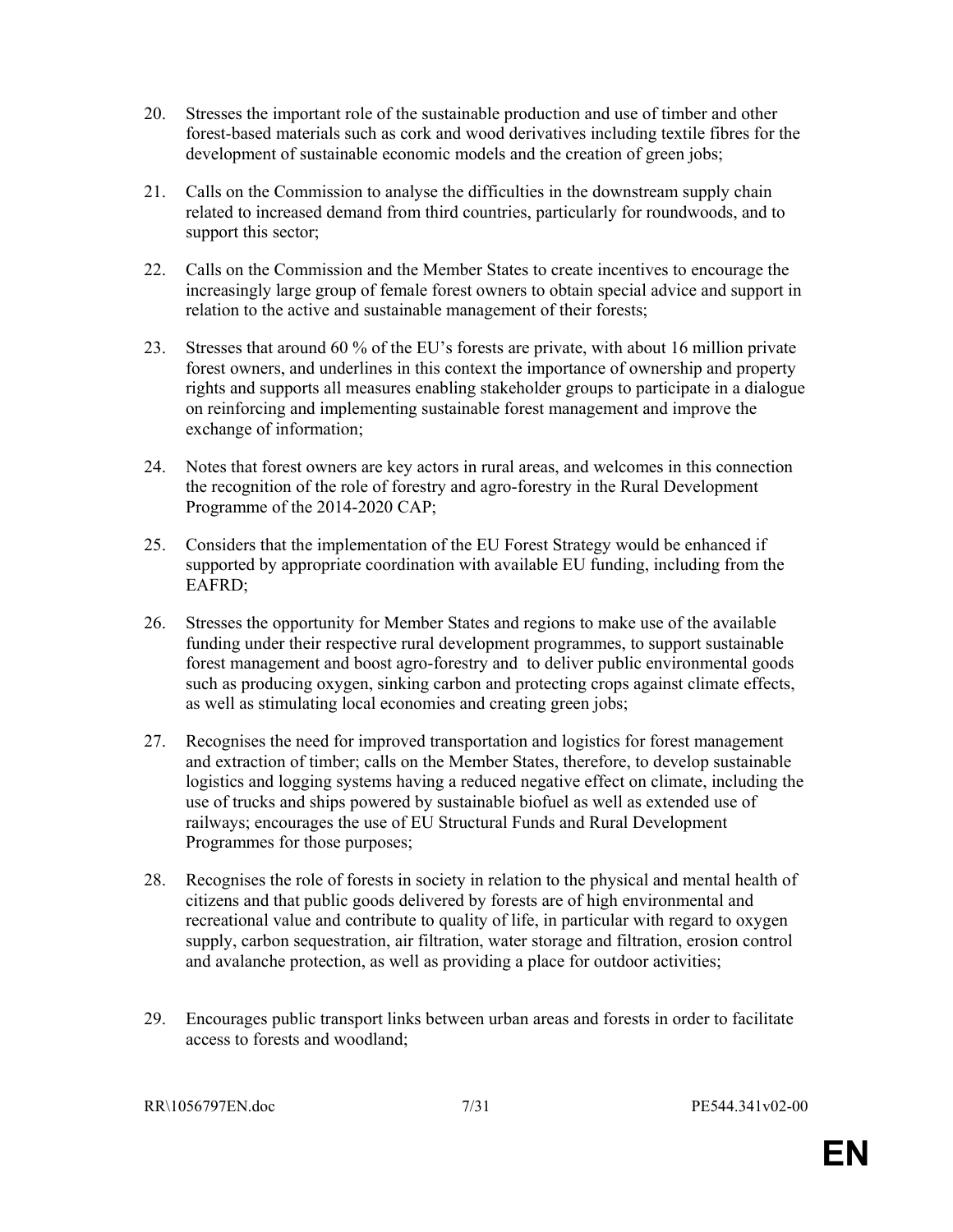20. Stresses the important role of the sustainable production and use of timber and other forest-based materials such as cork and wood derivatives including textile fibres for the development of sustainable economic models and the creation of green jobs;

21. Calls on the Commission to analyse the difficulties in the downstream supply chain related to increased demand from third countries, particularly for roundwoods, and to support this sector;

22. Calls on the Commission and the Member States to create incentives to encourage the increasingly large group of female forest owners to obtain special advice and support in relation to the active and sustainable management of their forests;

23. Stresses that around 60 % of the EU's forests are private, with about 16 million private forest owners, and underlines in this context the importance of ownership and property rights and supports all measures enabling stakeholder groups to participate in a dialogue on reinforcing and implementing sustainable forest management and improve the exchange of information;

24. Notes that forest owners are key actors in rural areas, and welcomes in this connection the recognition of the role of forestry and agro-forestry in the Rural Development Programme of the 2014-2020 CAP;

25. Considers that the implementation of the EU Forest Strategy would be enhanced if supported by appropriate coordination with available EU funding, including from the EAFRD;

26. Stresses the opportunity for Member States and regions to make use of the available funding under their respective rural development programmes, to support sustainable forest management and boost agro-forestry and to deliver public environmental goods such as producing oxygen, sinking carbon and protecting crops against climate effects, as well as stimulating local economies and creating green jobs;

27. Recognises the need for improved transportation and logistics for forest management and extraction of timber; calls on the Member States, therefore, to develop sustainable logistics and logging systems having a reduced negative effect on climate, including the use of trucks and ships powered by sustainable biofuel as well as extended use of railways; encourages the use of EU Structural Funds and Rural Development Programmes for those purposes;

28. Recognises the role of forests in society in relation to the physical and mental health of citizens and that public goods delivered by forests are of high environmental and recreational value and contribute to quality of life, in particular with regard to oxygen supply, carbon sequestration, air filtration, water storage and filtration, erosion control and avalanche protection, as well as providing a place for outdoor activities;

29. Encourages public transport links between urban areas and forests in order to facilitate access to forests and woodland;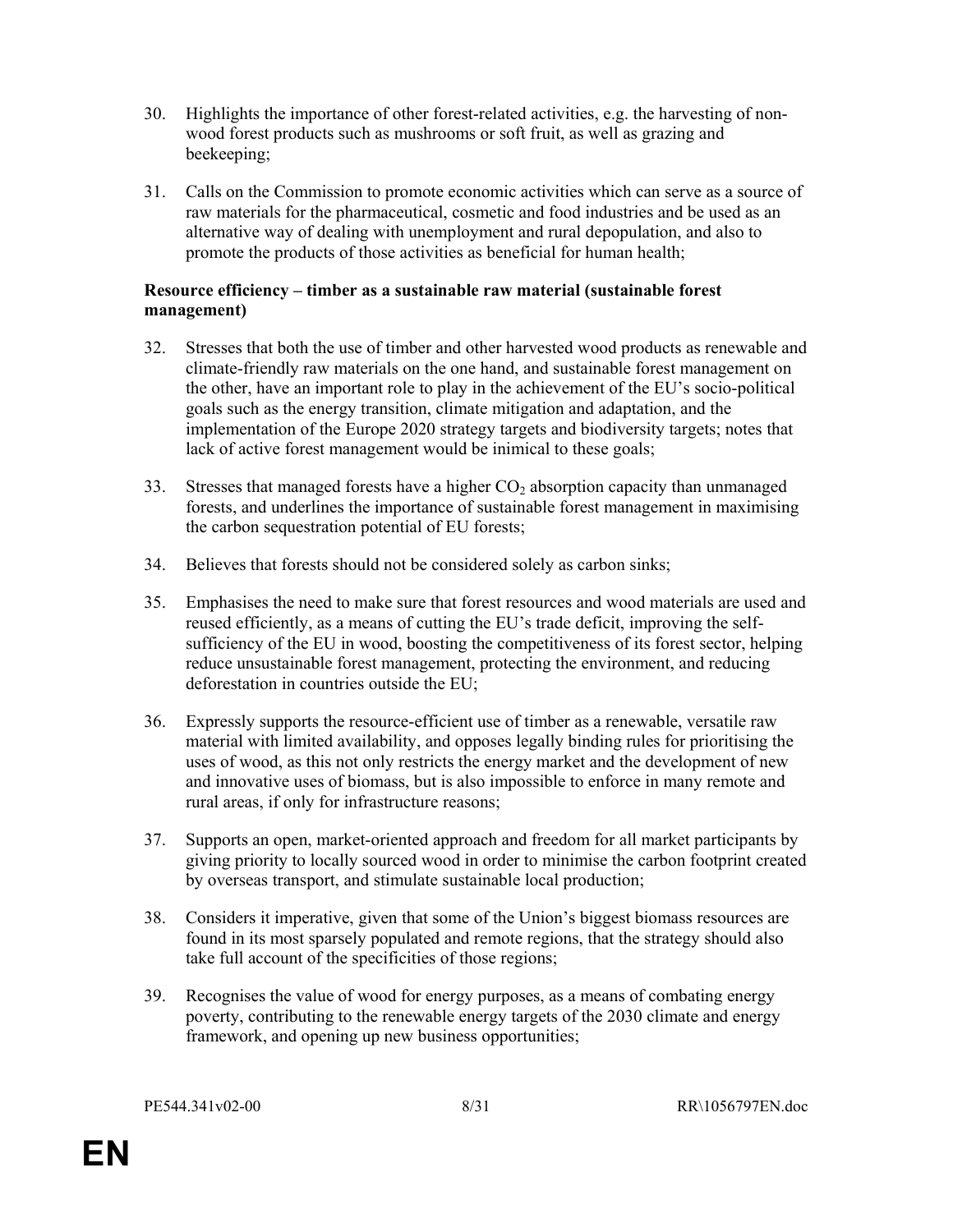30. Highlights the importance of other forest-related activities, e.g. the harvesting of non-wood forest products such as mushrooms or soft fruit, as well as grazing and beekeeping;

31. Calls on the Commission to promote economic activities which can serve as a source of raw materials for the pharmaceutical, cosmetic and food industries and be used as an alternative way of dealing with unemployment and rural depopulation, and also to promote the products of those activities as beneficial for human health;

**Resource efficiency – timber as a sustainable raw material (sustainable forest management)**

32. Stresses that both the use of timber and other harvested wood products as renewable and climate-friendly raw materials on the one hand, and sustainable forest management on the other, have an important role to play in the achievement of the EU's socio-political goals such as the energy transition, climate mitigation and adaptation, and the implementation of the Europe 2020 strategy targets and biodiversity targets; notes that lack of active forest management would be inimical to these goals;

33. Stresses that managed forests have a higher $CO_2$ absorption capacity than unmanaged forests, and underlines the importance of sustainable forest management in maximising the carbon sequestration potential of EU forests;

34. Believes that forests should not be considered solely as carbon sinks;

35. Emphasises the need to make sure that forest resources and wood materials are used and reused efficiently, as a means of cutting the EU's trade deficit, improving the self-sufficiency of the EU in wood, boosting the competitiveness of its forest sector, helping reduce unsustainable forest management, protecting the environment, and reducing deforestation in countries outside the EU;

36. Expressly supports the resource-efficient use of timber as a renewable, versatile raw material with limited availability, and opposes legally binding rules for prioritising the uses of wood, as this not only restricts the energy market and the development of new and innovative uses of biomass, but is also impossible to enforce in many remote and rural areas, if only for infrastructure reasons;

37. Supports an open, market-oriented approach and freedom for all market participants by giving priority to locally sourced wood in order to minimise the carbon footprint created by overseas transport, and stimulate sustainable local production;

38. Considers it imperative, given that some of the Union's biggest biomass resources are found in its most sparsely populated and remote regions, that the strategy should also take full account of the specificities of those regions;

39. Recognises the value of wood for energy purposes, as a means of combating energy poverty, contributing to the renewable energy targets of the 2030 climate and energy framework, and opening up new business opportunities;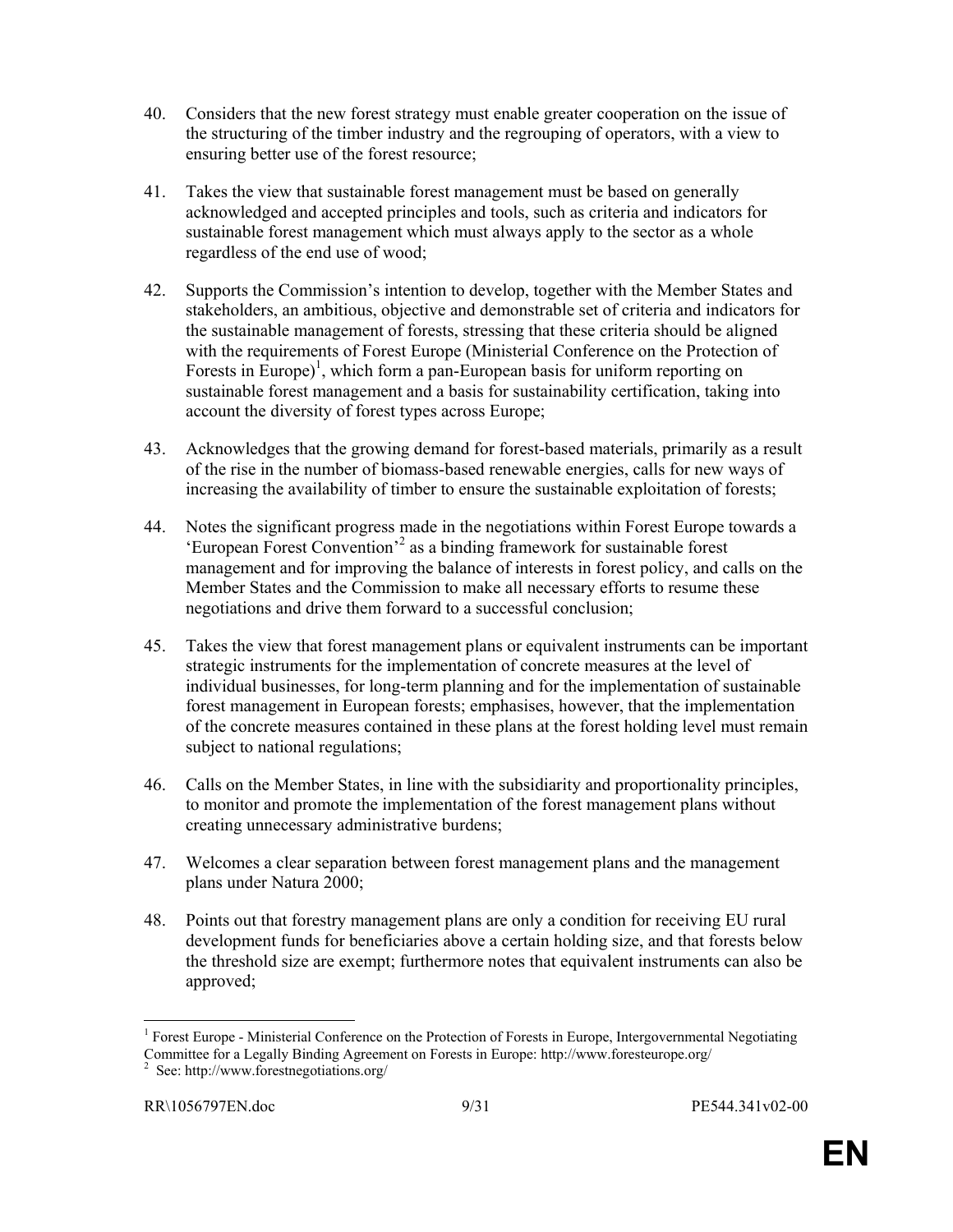40. Considers that the new forest strategy must enable greater cooperation on the issue of the structuring of the timber industry and the regrouping of operators, with a view to ensuring better use of the forest resource;

41. Takes the view that sustainable forest management must be based on generally acknowledged and accepted principles and tools, such as criteria and indicators for sustainable forest management which must always apply to the sector as a whole regardless of the end use of wood;

42. Supports the Commission's intention to develop, together with the Member States and stakeholders, an ambitious, objective and demonstrable set of criteria and indicators for the sustainable management of forests, stressing that these criteria should be aligned with the requirements of Forest Europe (Ministerial Conference on the Protection of Forests in Europe)[1], which form a pan-European basis for uniform reporting on sustainable forest management and a basis for sustainability certification, taking into account the diversity of forest types across Europe;

43. Acknowledges that the growing demand for forest-based materials, primarily as a result of the rise in the number of biomass-based renewable energies, calls for new ways of increasing the availability of timber to ensure the sustainable exploitation of forests;

44. Notes the significant progress made in the negotiations within Forest Europe towards a 'European Forest Convention'[2] as a binding framework for sustainable forest management and for improving the balance of interests in forest policy, and calls on the Member States and the Commission to make all necessary efforts to resume these negotiations and drive them forward to a successful conclusion;

45. Takes the view that forest management plans or equivalent instruments can be important strategic instruments for the implementation of concrete measures at the level of individual businesses, for long-term planning and for the implementation of sustainable forest management in European forests; emphasises, however, that the implementation of the concrete measures contained in these plans at the forest holding level must remain subject to national regulations;

46. Calls on the Member States, in line with the subsidiarity and proportionality principles, to monitor and promote the implementation of the forest management plans without creating unnecessary administrative burdens;

47. Welcomes a clear separation between forest management plans and the management plans under Natura 2000;

48. Points out that forestry management plans are only a condition for receiving EU rural development funds for beneficiaries above a certain holding size, and that forests below the threshold size are exempt; furthermore notes that equivalent instruments can also be approved;

---

[1] Forest Europe - Ministerial Conference on the Protection of Forests in Europe, Intergovernmental Negotiating Committee for a Legally Binding Agreement on Forests in Europe: http://www.foresteurope.org/

[2] See: http://www.forestnegotiations.org/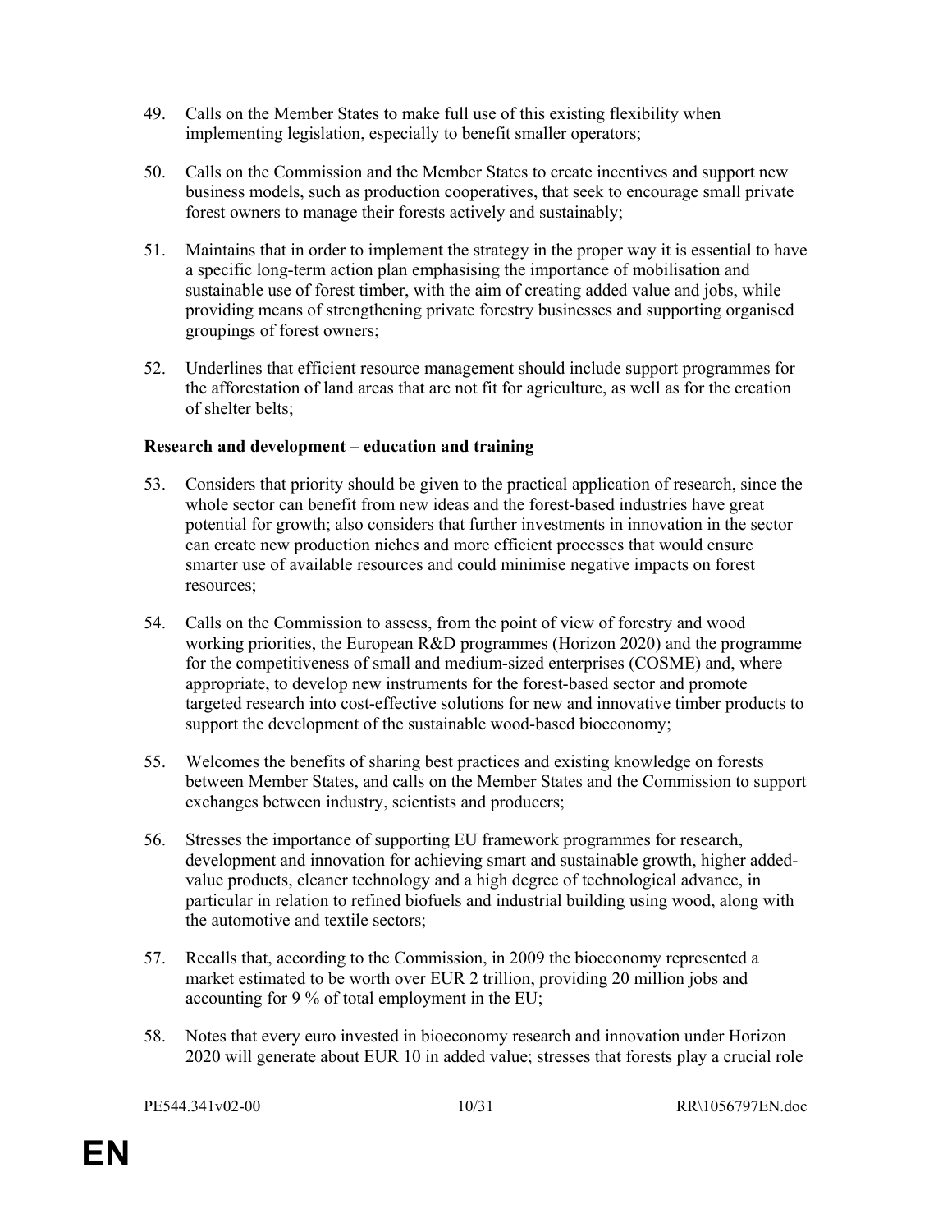49. Calls on the Member States to make full use of this existing flexibility when implementing legislation, especially to benefit smaller operators;

50. Calls on the Commission and the Member States to create incentives and support new business models, such as production cooperatives, that seek to encourage small private forest owners to manage their forests actively and sustainably;

51. Maintains that in order to implement the strategy in the proper way it is essential to have a specific long-term action plan emphasising the importance of mobilisation and sustainable use of forest timber, with the aim of creating added value and jobs, while providing means of strengthening private forestry businesses and supporting organised groupings of forest owners;

52. Underlines that efficient resource management should include support programmes for the afforestation of land areas that are not fit for agriculture, as well as for the creation of shelter belts;

**Research and development – education and training**

53. Considers that priority should be given to the practical application of research, since the whole sector can benefit from new ideas and the forest-based industries have great potential for growth; also considers that further investments in innovation in the sector can create new production niches and more efficient processes that would ensure smarter use of available resources and could minimise negative impacts on forest resources;

54. Calls on the Commission to assess, from the point of view of forestry and wood working priorities, the European R&D programmes (Horizon 2020) and the programme for the competitiveness of small and medium-sized enterprises (COSME) and, where appropriate, to develop new instruments for the forest-based sector and promote targeted research into cost-effective solutions for new and innovative timber products to support the development of the sustainable wood-based bioeconomy;

55. Welcomes the benefits of sharing best practices and existing knowledge on forests between Member States, and calls on the Member States and the Commission to support exchanges between industry, scientists and producers;

56. Stresses the importance of supporting EU framework programmes for research, development and innovation for achieving smart and sustainable growth, higher added-value products, cleaner technology and a high degree of technological advance, in particular in relation to refined biofuels and industrial building using wood, along with the automotive and textile sectors;

57. Recalls that, according to the Commission, in 2009 the bioeconomy represented a market estimated to be worth over EUR 2 trillion, providing 20 million jobs and accounting for 9 % of total employment in the EU;

58. Notes that every euro invested in bioeconomy research and innovation under Horizon 2020 will generate about EUR 10 in added value; stresses that forests play a crucial role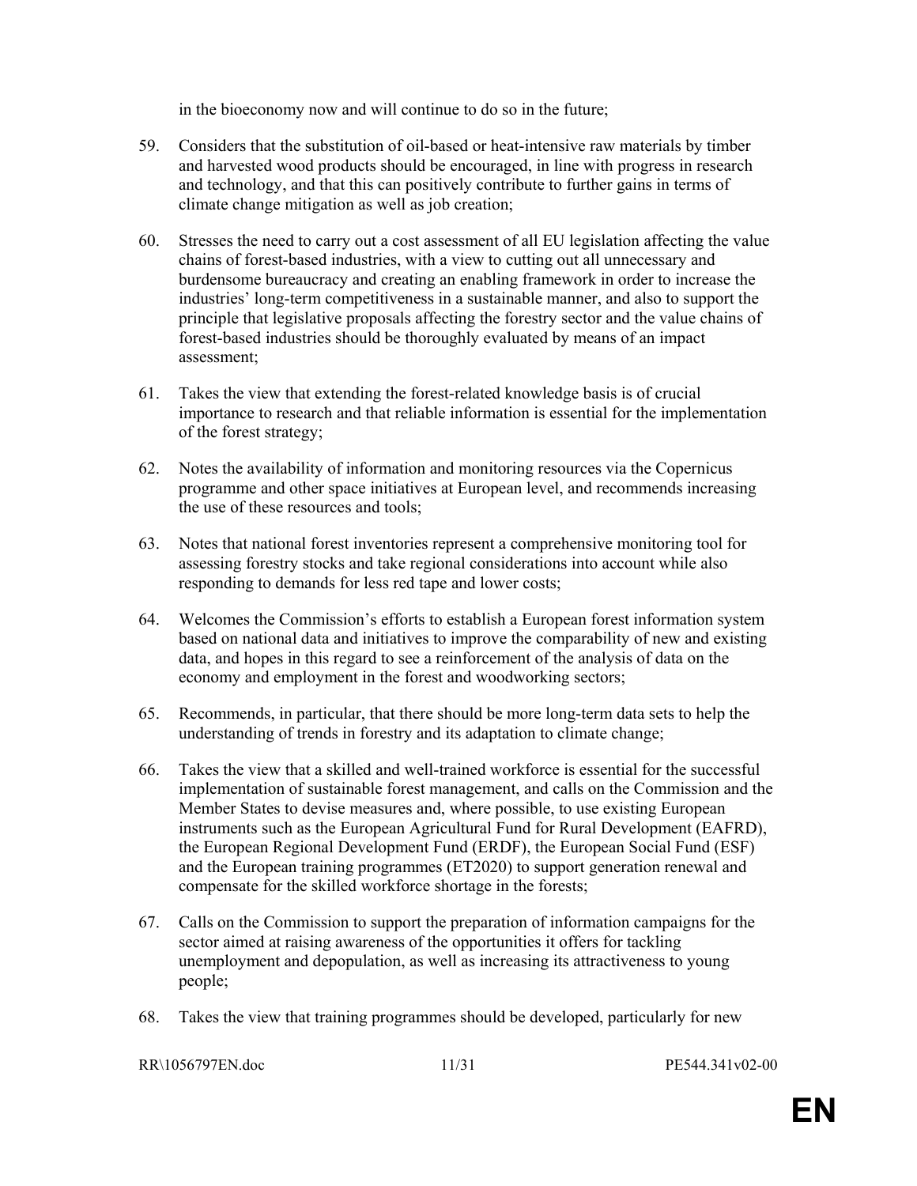in the bioeconomy now and will continue to do so in the future;

59. Considers that the substitution of oil-based or heat-intensive raw materials by timber and harvested wood products should be encouraged, in line with progress in research and technology, and that this can positively contribute to further gains in terms of climate change mitigation as well as job creation;

60. Stresses the need to carry out a cost assessment of all EU legislation affecting the value chains of forest-based industries, with a view to cutting out all unnecessary and burdensome bureaucracy and creating an enabling framework in order to increase the industries' long-term competitiveness in a sustainable manner, and also to support the principle that legislative proposals affecting the forestry sector and the value chains of forest-based industries should be thoroughly evaluated by means of an impact assessment;

61. Takes the view that extending the forest-related knowledge basis is of crucial importance to research and that reliable information is essential for the implementation of the forest strategy;

62. Notes the availability of information and monitoring resources via the Copernicus programme and other space initiatives at European level, and recommends increasing the use of these resources and tools;

63. Notes that national forest inventories represent a comprehensive monitoring tool for assessing forestry stocks and take regional considerations into account while also responding to demands for less red tape and lower costs;

64. Welcomes the Commission's efforts to establish a European forest information system based on national data and initiatives to improve the comparability of new and existing data, and hopes in this regard to see a reinforcement of the analysis of data on the economy and employment in the forest and woodworking sectors;

65. Recommends, in particular, that there should be more long-term data sets to help the understanding of trends in forestry and its adaptation to climate change;

66. Takes the view that a skilled and well-trained workforce is essential for the successful implementation of sustainable forest management, and calls on the Commission and the Member States to devise measures and, where possible, to use existing European instruments such as the European Agricultural Fund for Rural Development (EAFRD), the European Regional Development Fund (ERDF), the European Social Fund (ESF) and the European training programmes (ET2020) to support generation renewal and compensate for the skilled workforce shortage in the forests;

67. Calls on the Commission to support the preparation of information campaigns for the sector aimed at raising awareness of the opportunities it offers for tackling unemployment and depopulation, as well as increasing its attractiveness to young people;

68. Takes the view that training programmes should be developed, particularly for new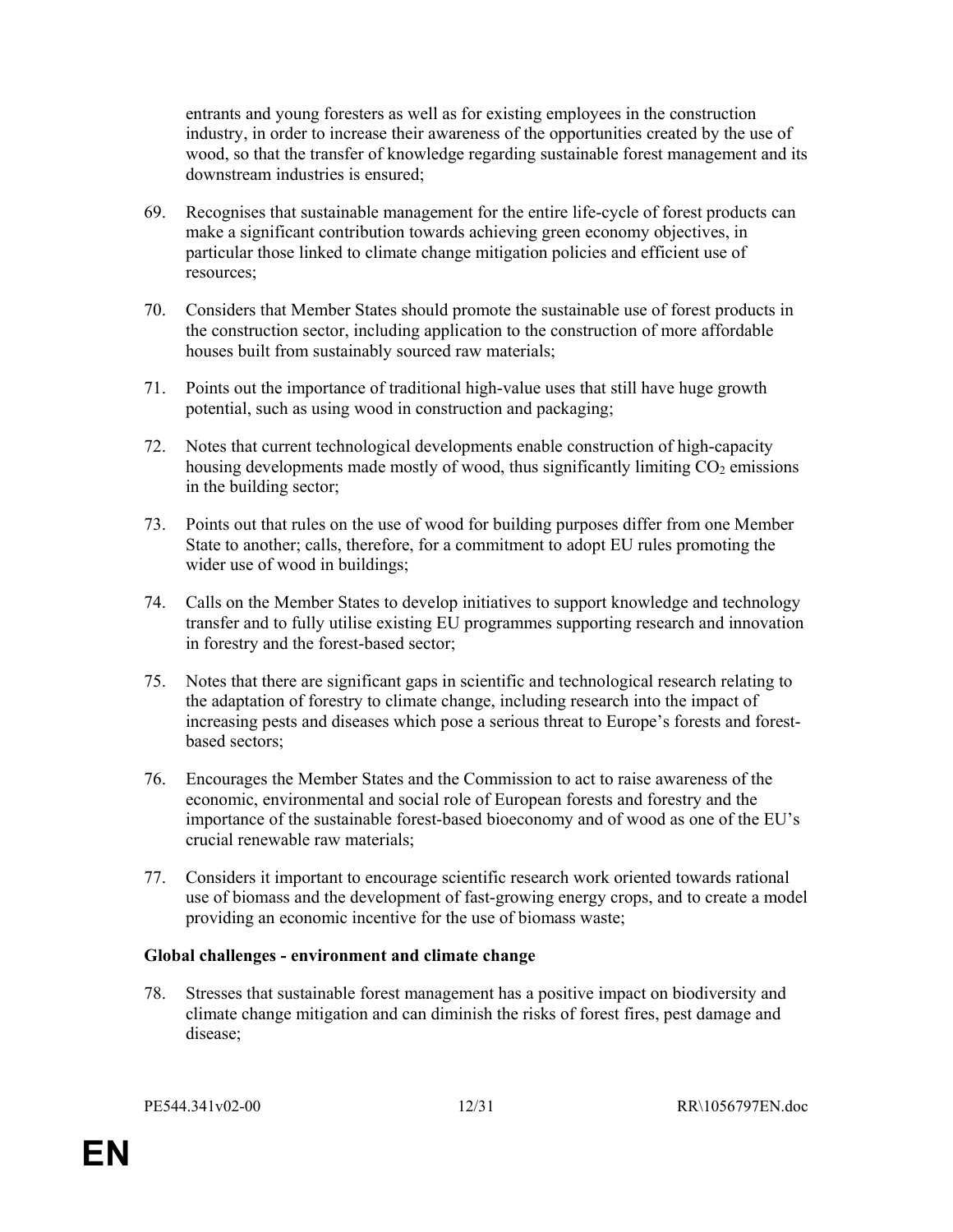entrants and young foresters as well as for existing employees in the construction industry, in order to increase their awareness of the opportunities created by the use of wood, so that the transfer of knowledge regarding sustainable forest management and its downstream industries is ensured;

69. Recognises that sustainable management for the entire life-cycle of forest products can make a significant contribution towards achieving green economy objectives, in particular those linked to climate change mitigation policies and efficient use of resources;

70. Considers that Member States should promote the sustainable use of forest products in the construction sector, including application to the construction of more affordable houses built from sustainably sourced raw materials;

71. Points out the importance of traditional high-value uses that still have huge growth potential, such as using wood in construction and packaging;

72. Notes that current technological developments enable construction of high-capacity housing developments made mostly of wood, thus significantly limiting $CO_2$ emissions in the building sector;

73. Points out that rules on the use of wood for building purposes differ from one Member State to another; calls, therefore, for a commitment to adopt EU rules promoting the wider use of wood in buildings;

74. Calls on the Member States to develop initiatives to support knowledge and technology transfer and to fully utilise existing EU programmes supporting research and innovation in forestry and the forest-based sector;

75. Notes that there are significant gaps in scientific and technological research relating to the adaptation of forestry to climate change, including research into the impact of increasing pests and diseases which pose a serious threat to Europe's forests and forest-based sectors;

76. Encourages the Member States and the Commission to act to raise awareness of the economic, environmental and social role of European forests and forestry and the importance of the sustainable forest-based bioeconomy and of wood as one of the EU's crucial renewable raw materials;

77. Considers it important to encourage scientific research work oriented towards rational use of biomass and the development of fast-growing energy crops, and to create a model providing an economic incentive for the use of biomass waste;

**Global challenges - environment and climate change**

78. Stresses that sustainable forest management has a positive impact on biodiversity and climate change mitigation and can diminish the risks of forest fires, pest damage and disease;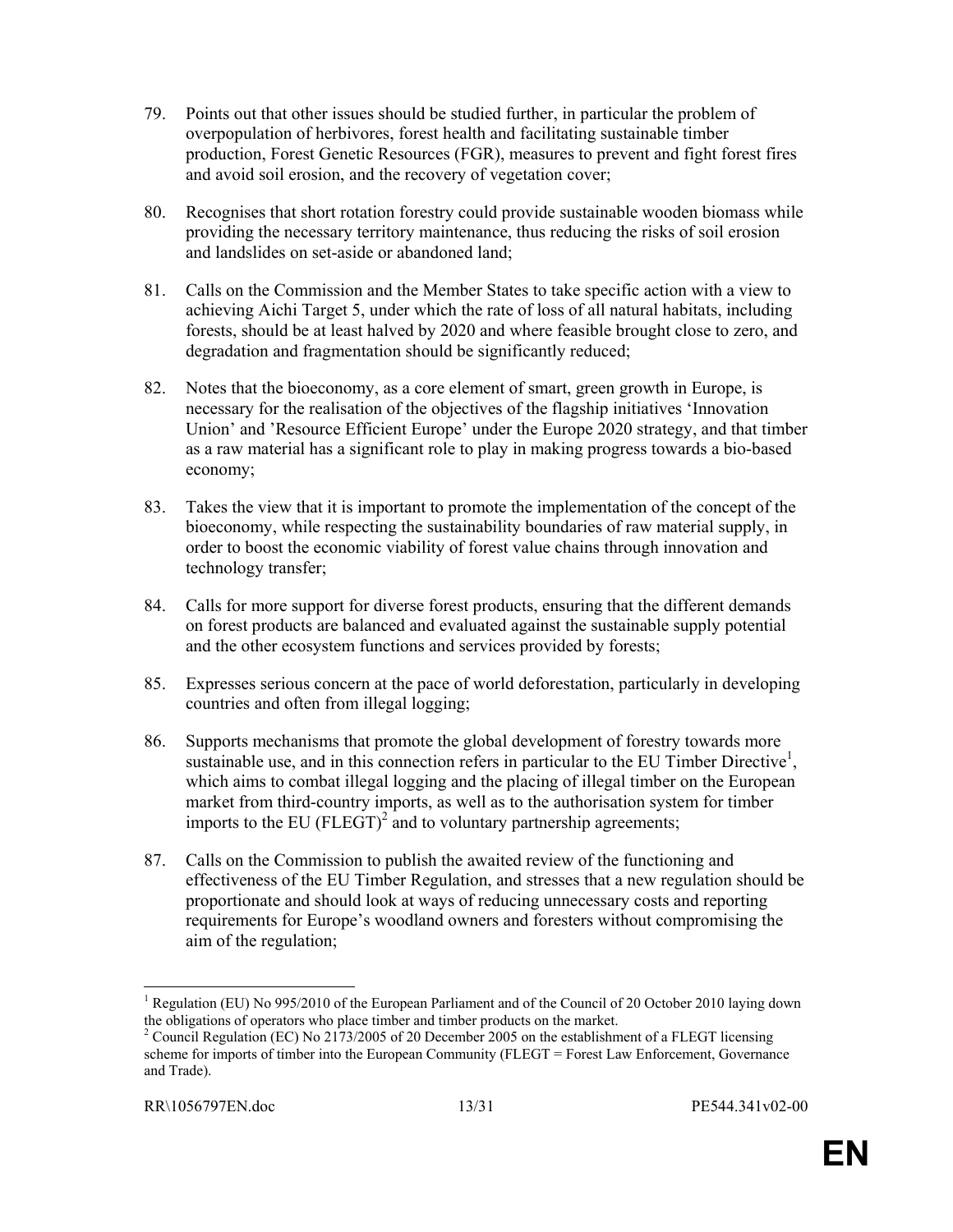79. Points out that other issues should be studied further, in particular the problem of overpopulation of herbivores, forest health and facilitating sustainable timber production, Forest Genetic Resources (FGR), measures to prevent and fight forest fires and avoid soil erosion, and the recovery of vegetation cover;

80. Recognises that short rotation forestry could provide sustainable wooden biomass while providing the necessary territory maintenance, thus reducing the risks of soil erosion and landslides on set-aside or abandoned land;

81. Calls on the Commission and the Member States to take specific action with a view to achieving Aichi Target 5, under which the rate of loss of all natural habitats, including forests, should be at least halved by 2020 and where feasible brought close to zero, and degradation and fragmentation should be significantly reduced;

82. Notes that the bioeconomy, as a core element of smart, green growth in Europe, is necessary for the realisation of the objectives of the flagship initiatives 'Innovation Union' and 'Resource Efficient Europe' under the Europe 2020 strategy, and that timber as a raw material has a significant role to play in making progress towards a bio-based economy;

83. Takes the view that it is important to promote the implementation of the concept of the bioeconomy, while respecting the sustainability boundaries of raw material supply, in order to boost the economic viability of forest value chains through innovation and technology transfer;

84. Calls for more support for diverse forest products, ensuring that the different demands on forest products are balanced and evaluated against the sustainable supply potential and the other ecosystem functions and services provided by forests;

85. Expresses serious concern at the pace of world deforestation, particularly in developing countries and often from illegal logging;

86. Supports mechanisms that promote the global development of forestry towards more sustainable use, and in this connection refers in particular to the EU Timber Directive[1], which aims to combat illegal logging and the placing of illegal timber on the European market from third-country imports, as well as to the authorisation system for timber imports to the EU (FLEGT)[2] and to voluntary partnership agreements;

87. Calls on the Commission to publish the awaited review of the functioning and effectiveness of the EU Timber Regulation, and stresses that a new regulation should be proportionate and should look at ways of reducing unnecessary costs and reporting requirements for Europe's woodland owners and foresters without compromising the aim of the regulation;

---

[1] Regulation (EU) No 995/2010 of the European Parliament and of the Council of 20 October 2010 laying down the obligations of operators who place timber and timber products on the market.

[2] Council Regulation (EC) No 2173/2005 of 20 December 2005 on the establishment of a FLEGT licensing scheme for imports of timber into the European Community (FLEGT = Forest Law Enforcement, Governance and Trade).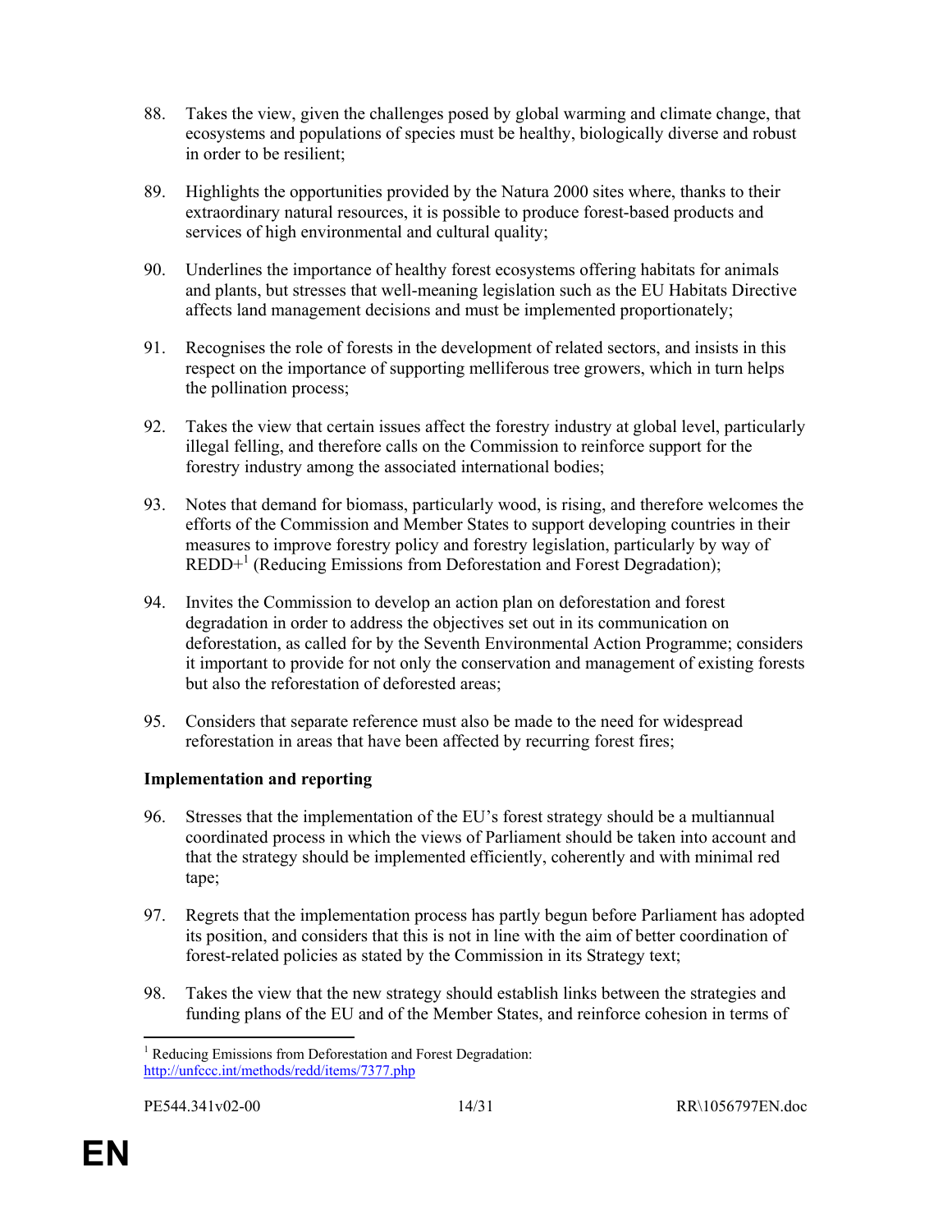88. Takes the view, given the challenges posed by global warming and climate change, that ecosystems and populations of species must be healthy, biologically diverse and robust in order to be resilient;

89. Highlights the opportunities provided by the Natura 2000 sites where, thanks to their extraordinary natural resources, it is possible to produce forest-based products and services of high environmental and cultural quality;

90. Underlines the importance of healthy forest ecosystems offering habitats for animals and plants, but stresses that well-meaning legislation such as the EU Habitats Directive affects land management decisions and must be implemented proportionately;

91. Recognises the role of forests in the development of related sectors, and insists in this respect on the importance of supporting melliferous tree growers, which in turn helps the pollination process;

92. Takes the view that certain issues affect the forestry industry at global level, particularly illegal felling, and therefore calls on the Commission to reinforce support for the forestry industry among the associated international bodies;

93. Notes that demand for biomass, particularly wood, is rising, and therefore welcomes the efforts of the Commission and Member States to support developing countries in their measures to improve forestry policy and forestry legislation, particularly by way of REDD+[1] (Reducing Emissions from Deforestation and Forest Degradation);

94. Invites the Commission to develop an action plan on deforestation and forest degradation in order to address the objectives set out in its communication on deforestation, as called for by the Seventh Environmental Action Programme; considers it important to provide for not only the conservation and management of existing forests but also the reforestation of deforested areas;

95. Considers that separate reference must also be made to the need for widespread reforestation in areas that have been affected by recurring forest fires;

**Implementation and reporting**

96. Stresses that the implementation of the EU's forest strategy should be a multiannual coordinated process in which the views of Parliament should be taken into account and that the strategy should be implemented efficiently, coherently and with minimal red tape;

97. Regrets that the implementation process has partly begun before Parliament has adopted its position, and considers that this is not in line with the aim of better coordination of forest-related policies as stated by the Commission in its Strategy text;

98. Takes the view that the new strategy should establish links between the strategies and funding plans of the EU and of the Member States, and reinforce cohesion in terms of

---

[1] Reducing Emissions from Deforestation and Forest Degradation: http://unfccc.int/methods/redd/items/7377.php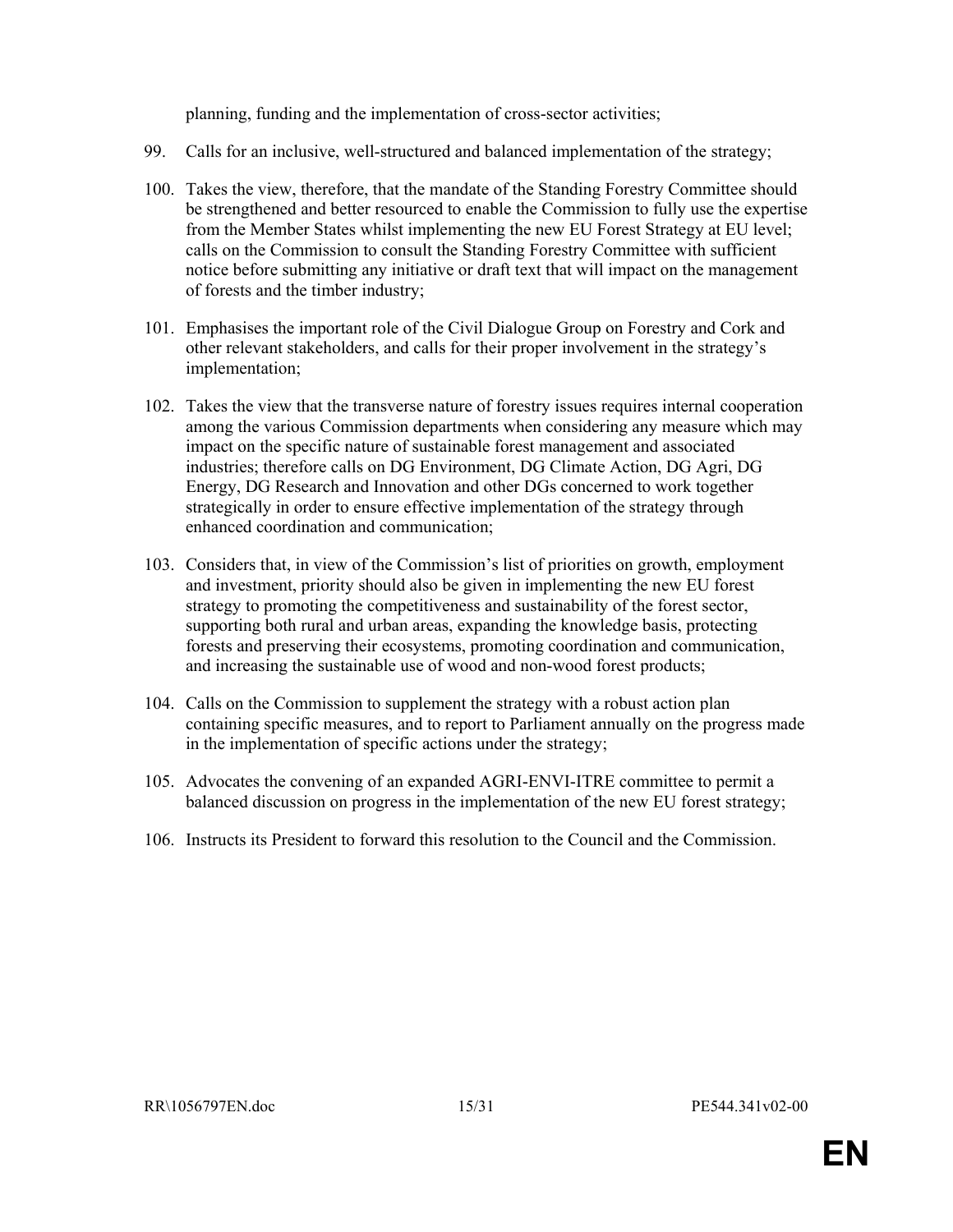planning, funding and the implementation of cross-sector activities;

99. Calls for an inclusive, well-structured and balanced implementation of the strategy;

100. Takes the view, therefore, that the mandate of the Standing Forestry Committee should be strengthened and better resourced to enable the Commission to fully use the expertise from the Member States whilst implementing the new EU Forest Strategy at EU level; calls on the Commission to consult the Standing Forestry Committee with sufficient notice before submitting any initiative or draft text that will impact on the management of forests and the timber industry;

101. Emphasises the important role of the Civil Dialogue Group on Forestry and Cork and other relevant stakeholders, and calls for their proper involvement in the strategy's implementation;

102. Takes the view that the transverse nature of forestry issues requires internal cooperation among the various Commission departments when considering any measure which may impact on the specific nature of sustainable forest management and associated industries; therefore calls on DG Environment, DG Climate Action, DG Agri, DG Energy, DG Research and Innovation and other DGs concerned to work together strategically in order to ensure effective implementation of the strategy through enhanced coordination and communication;

103. Considers that, in view of the Commission's list of priorities on growth, employment and investment, priority should also be given in implementing the new EU forest strategy to promoting the competitiveness and sustainability of the forest sector, supporting both rural and urban areas, expanding the knowledge basis, protecting forests and preserving their ecosystems, promoting coordination and communication, and increasing the sustainable use of wood and non-wood forest products;

104. Calls on the Commission to supplement the strategy with a robust action plan containing specific measures, and to report to Parliament annually on the progress made in the implementation of specific actions under the strategy;

105. Advocates the convening of an expanded AGRI-ENVI-ITRE committee to permit a balanced discussion on progress in the implementation of the new EU forest strategy;

106. Instructs its President to forward this resolution to the Council and the Commission.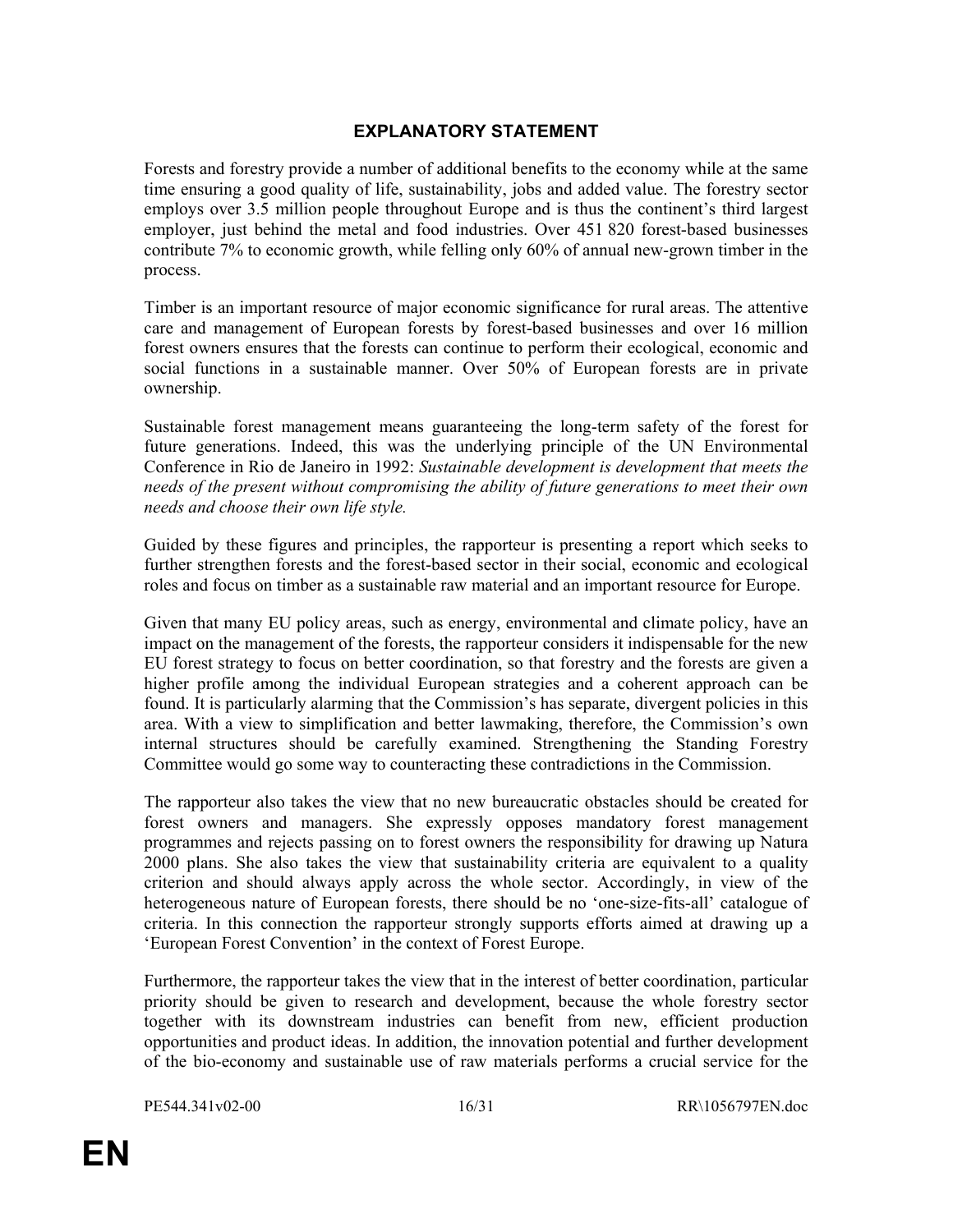# EXPLANATORY STATEMENT

Forests and forestry provide a number of additional benefits to the economy while at the same time ensuring a good quality of life, sustainability, jobs and added value. The forestry sector employs over 3.5 million people throughout Europe and is thus the continent's third largest employer, just behind the metal and food industries. Over 451 820 forest-based businesses contribute 7% to economic growth, while felling only 60% of annual new-grown timber in the process.

Timber is an important resource of major economic significance for rural areas. The attentive care and management of European forests by forest-based businesses and over 16 million forest owners ensures that the forests can continue to perform their ecological, economic and social functions in a sustainable manner. Over 50% of European forests are in private ownership.

Sustainable forest management means guaranteeing the long-term safety of the forest for future generations. Indeed, this was the underlying principle of the UN Environmental Conference in Rio de Janeiro in 1992: *Sustainable development is development that meets the needs of the present without compromising the ability of future generations to meet their own needs and choose their own life style.*

Guided by these figures and principles, the rapporteur is presenting a report which seeks to further strengthen forests and the forest-based sector in their social, economic and ecological roles and focus on timber as a sustainable raw material and an important resource for Europe.

Given that many EU policy areas, such as energy, environmental and climate policy, have an impact on the management of the forests, the rapporteur considers it indispensable for the new EU forest strategy to focus on better coordination, so that forestry and the forests are given a higher profile among the individual European strategies and a coherent approach can be found. It is particularly alarming that the Commission's has separate, divergent policies in this area. With a view to simplification and better lawmaking, therefore, the Commission's own internal structures should be carefully examined. Strengthening the Standing Forestry Committee would go some way to counteracting these contradictions in the Commission.

The rapporteur also takes the view that no new bureaucratic obstacles should be created for forest owners and managers. She expressly opposes mandatory forest management programmes and rejects passing on to forest owners the responsibility for drawing up Natura 2000 plans. She also takes the view that sustainability criteria are equivalent to a quality criterion and should always apply across the whole sector. Accordingly, in view of the heterogeneous nature of European forests, there should be no 'one-size-fits-all' catalogue of criteria. In this connection the rapporteur strongly supports efforts aimed at drawing up a 'European Forest Convention' in the context of Forest Europe.

Furthermore, the rapporteur takes the view that in the interest of better coordination, particular priority should be given to research and development, because the whole forestry sector together with its downstream industries can benefit from new, efficient production opportunities and product ideas. In addition, the innovation potential and further development of the bio-economy and sustainable use of raw materials performs a crucial service for the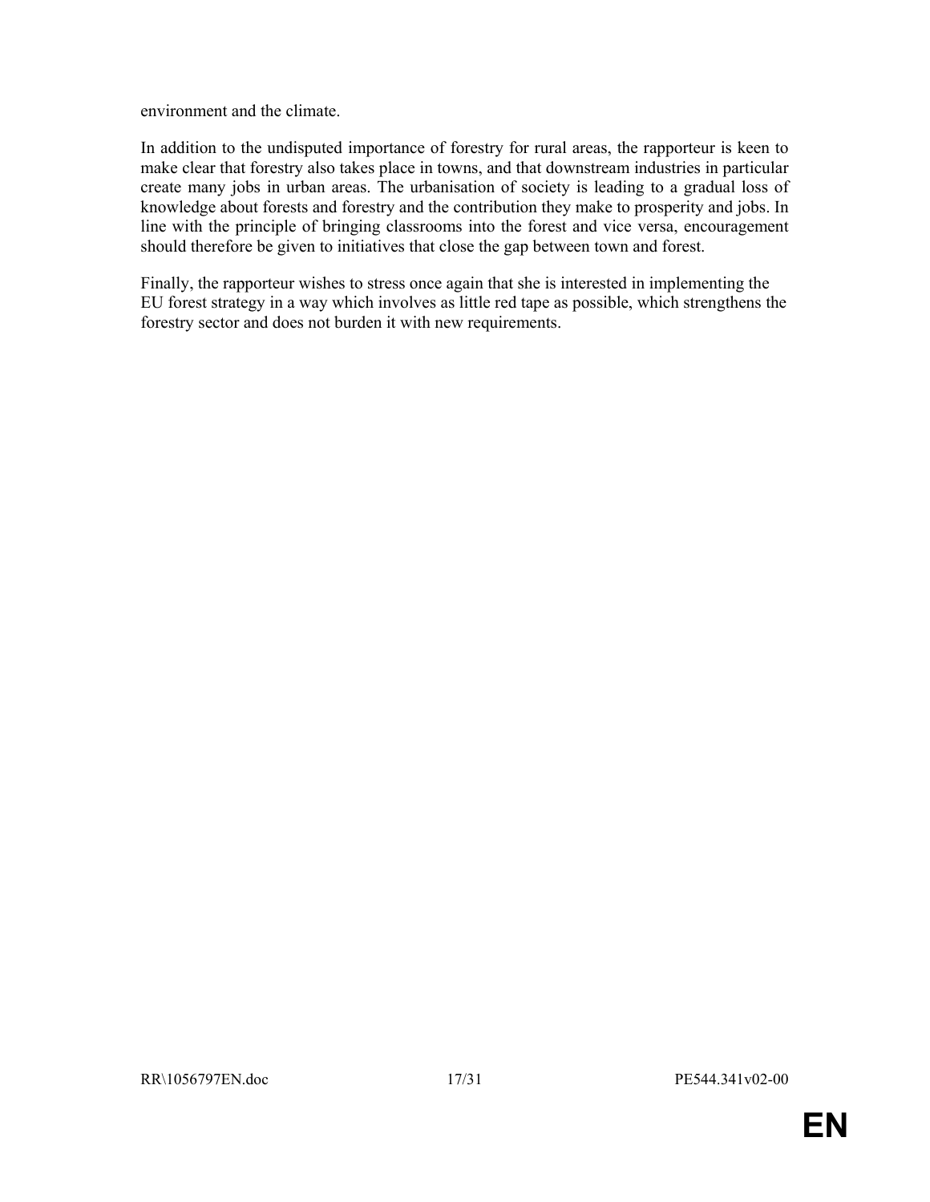environment and the climate.

In addition to the undisputed importance of forestry for rural areas, the rapporteur is keen to make clear that forestry also takes place in towns, and that downstream industries in particular create many jobs in urban areas. The urbanisation of society is leading to a gradual loss of knowledge about forests and forestry and the contribution they make to prosperity and jobs. In line with the principle of bringing classrooms into the forest and vice versa, encouragement should therefore be given to initiatives that close the gap between town and forest.

Finally, the rapporteur wishes to stress once again that she is interested in implementing the EU forest strategy in a way which involves as little red tape as possible, which strengthens the forestry sector and does not burden it with new requirements.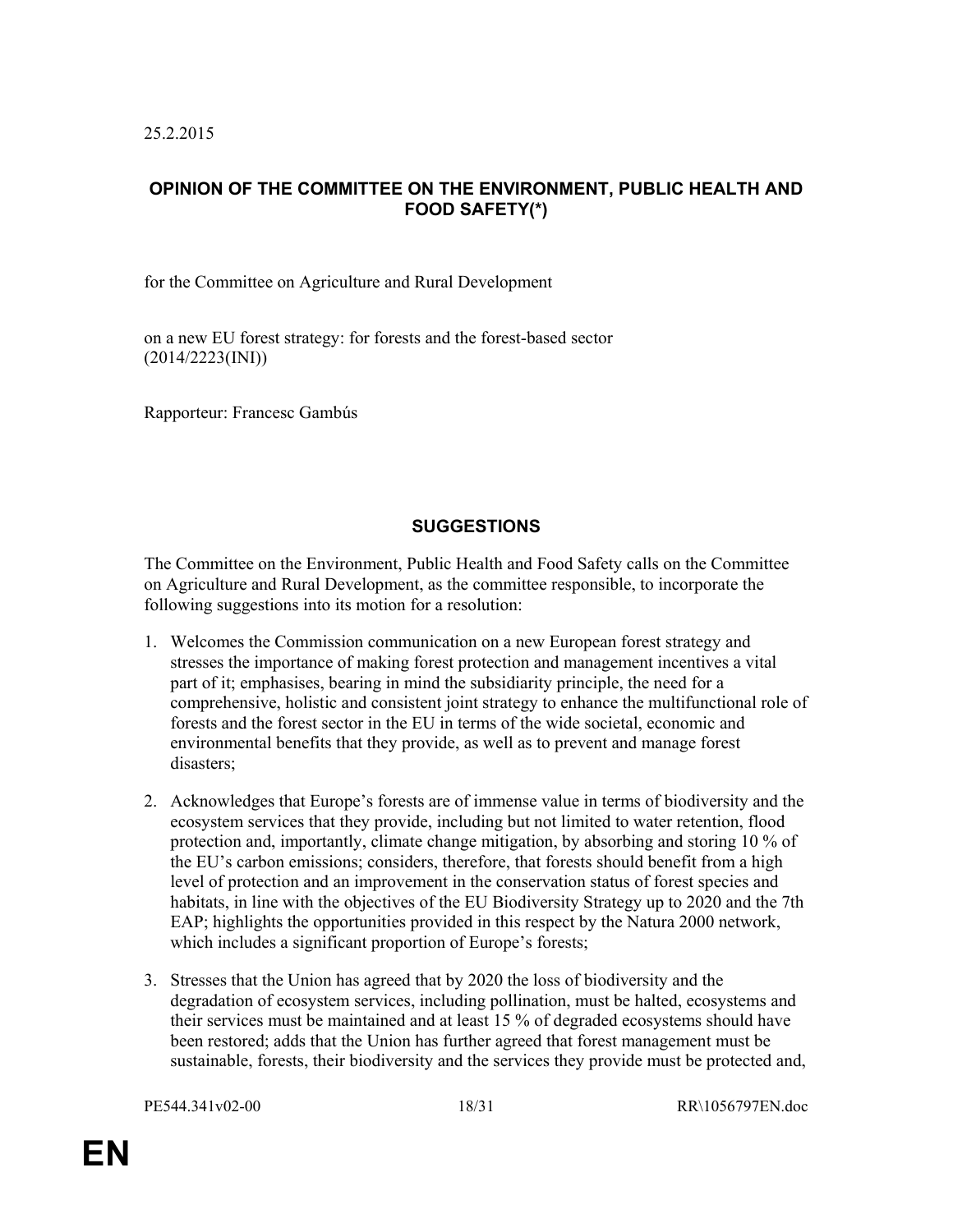25.2.2015

## OPINION OF THE COMMITTEE ON THE ENVIRONMENT, PUBLIC HEALTH AND FOOD SAFETY(*)

for the Committee on Agriculture and Rural Development

on a new EU forest strategy: for forests and the forest-based sector
(2014/2223(INI))

Rapporteur: Francesc Gambús

## SUGGESTIONS

The Committee on the Environment, Public Health and Food Safety calls on the Committee on Agriculture and Rural Development, as the committee responsible, to incorporate the following suggestions into its motion for a resolution:

1. Welcomes the Commission communication on a new European forest strategy and stresses the importance of making forest protection and management incentives a vital part of it; emphasises, bearing in mind the subsidiarity principle, the need for a comprehensive, holistic and consistent joint strategy to enhance the multifunctional role of forests and the forest sector in the EU in terms of the wide societal, economic and environmental benefits that they provide, as well as to prevent and manage forest disasters;

2. Acknowledges that Europe's forests are of immense value in terms of biodiversity and the ecosystem services that they provide, including but not limited to water retention, flood protection and, importantly, climate change mitigation, by absorbing and storing 10 % of the EU's carbon emissions; considers, therefore, that forests should benefit from a high level of protection and an improvement in the conservation status of forest species and habitats, in line with the objectives of the EU Biodiversity Strategy up to 2020 and the 7th EAP; highlights the opportunities provided in this respect by the Natura 2000 network, which includes a significant proportion of Europe's forests;

3. Stresses that the Union has agreed that by 2020 the loss of biodiversity and the degradation of ecosystem services, including pollination, must be halted, ecosystems and their services must be maintained and at least 15 % of degraded ecosystems should have been restored; adds that the Union has further agreed that forest management must be sustainable, forests, their biodiversity and the services they provide must be protected and,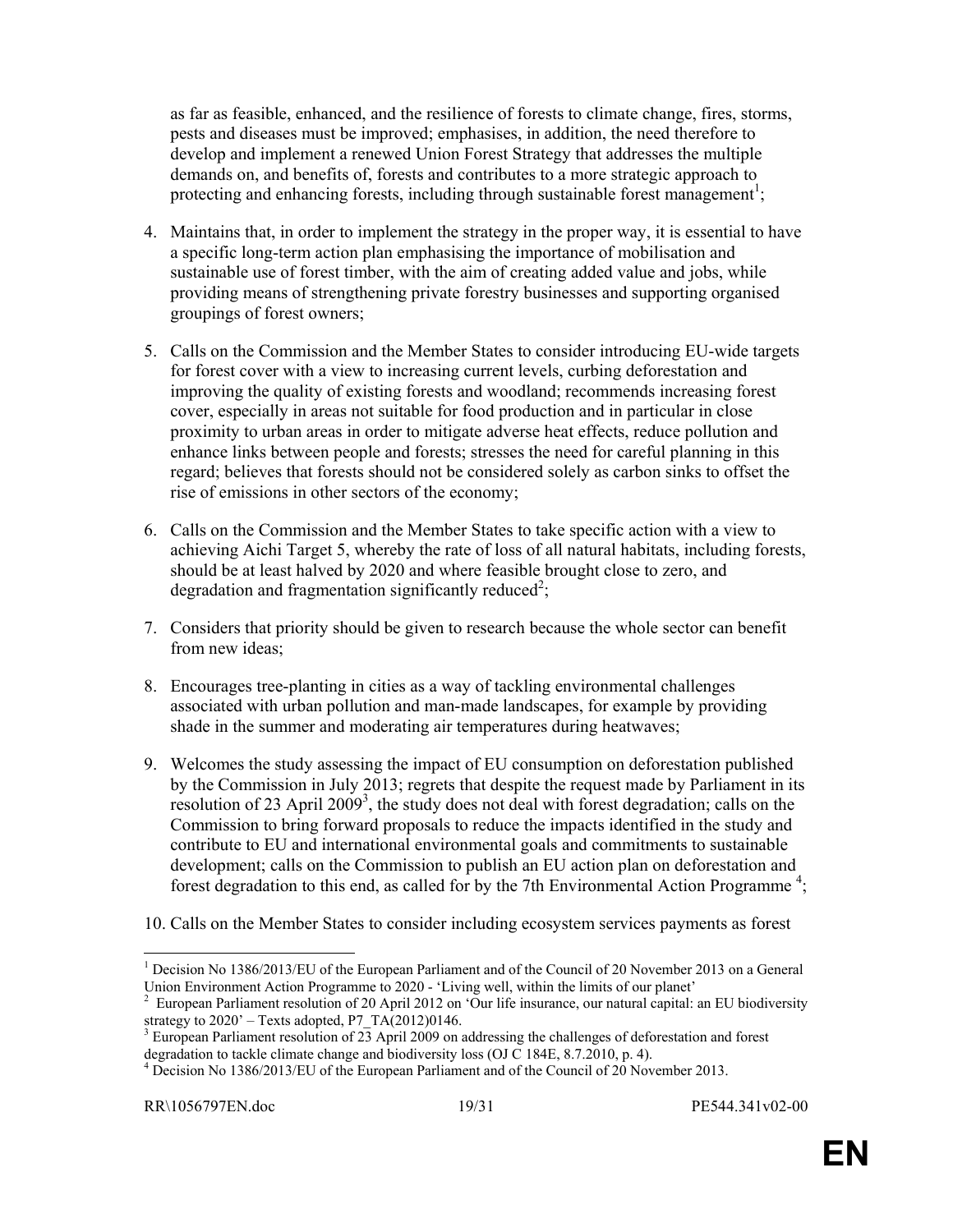as far as feasible, enhanced, and the resilience of forests to climate change, fires, storms, pests and diseases must be improved; emphasises, in addition, the need therefore to develop and implement a renewed Union Forest Strategy that addresses the multiple demands on, and benefits of, forests and contributes to a more strategic approach to protecting and enhancing forests, including through sustainable forest management[1];

4. Maintains that, in order to implement the strategy in the proper way, it is essential to have a specific long-term action plan emphasising the importance of mobilisation and sustainable use of forest timber, with the aim of creating added value and jobs, while providing means of strengthening private forestry businesses and supporting organised groupings of forest owners;

5. Calls on the Commission and the Member States to consider introducing EU-wide targets for forest cover with a view to increasing current levels, curbing deforestation and improving the quality of existing forests and woodland; recommends increasing forest cover, especially in areas not suitable for food production and in particular in close proximity to urban areas in order to mitigate adverse heat effects, reduce pollution and enhance links between people and forests; stresses the need for careful planning in this regard; believes that forests should not be considered solely as carbon sinks to offset the rise of emissions in other sectors of the economy;

6. Calls on the Commission and the Member States to take specific action with a view to achieving Aichi Target 5, whereby the rate of loss of all natural habitats, including forests, should be at least halved by 2020 and where feasible brought close to zero, and degradation and fragmentation significantly reduced[2];

7. Considers that priority should be given to research because the whole sector can benefit from new ideas;

8. Encourages tree-planting in cities as a way of tackling environmental challenges associated with urban pollution and man-made landscapes, for example by providing shade in the summer and moderating air temperatures during heatwaves;

9. Welcomes the study assessing the impact of EU consumption on deforestation published by the Commission in July 2013; regrets that despite the request made by Parliament in its resolution of 23 April 2009[3], the study does not deal with forest degradation; calls on the Commission to bring forward proposals to reduce the impacts identified in the study and contribute to EU and international environmental goals and commitments to sustainable development; calls on the Commission to publish an EU action plan on deforestation and forest degradation to this end, as called for by the 7th Environmental Action Programme [4];

10. Calls on the Member States to consider including ecosystem services payments as forest

---

[1] Decision No 1386/2013/EU of the European Parliament and of the Council of 20 November 2013 on a General Union Environment Action Programme to 2020 - 'Living well, within the limits of our planet'

[2] European Parliament resolution of 20 April 2012 on 'Our life insurance, our natural capital: an EU biodiversity strategy to 2020' – Texts adopted, P7_TA(2012)0146.

[3] European Parliament resolution of 23 April 2009 on addressing the challenges of deforestation and forest degradation to tackle climate change and biodiversity loss (OJ C 184E, 8.7.2010, p. 4).

[4] Decision No 1386/2013/EU of the European Parliament and of the Council of 20 November 2013.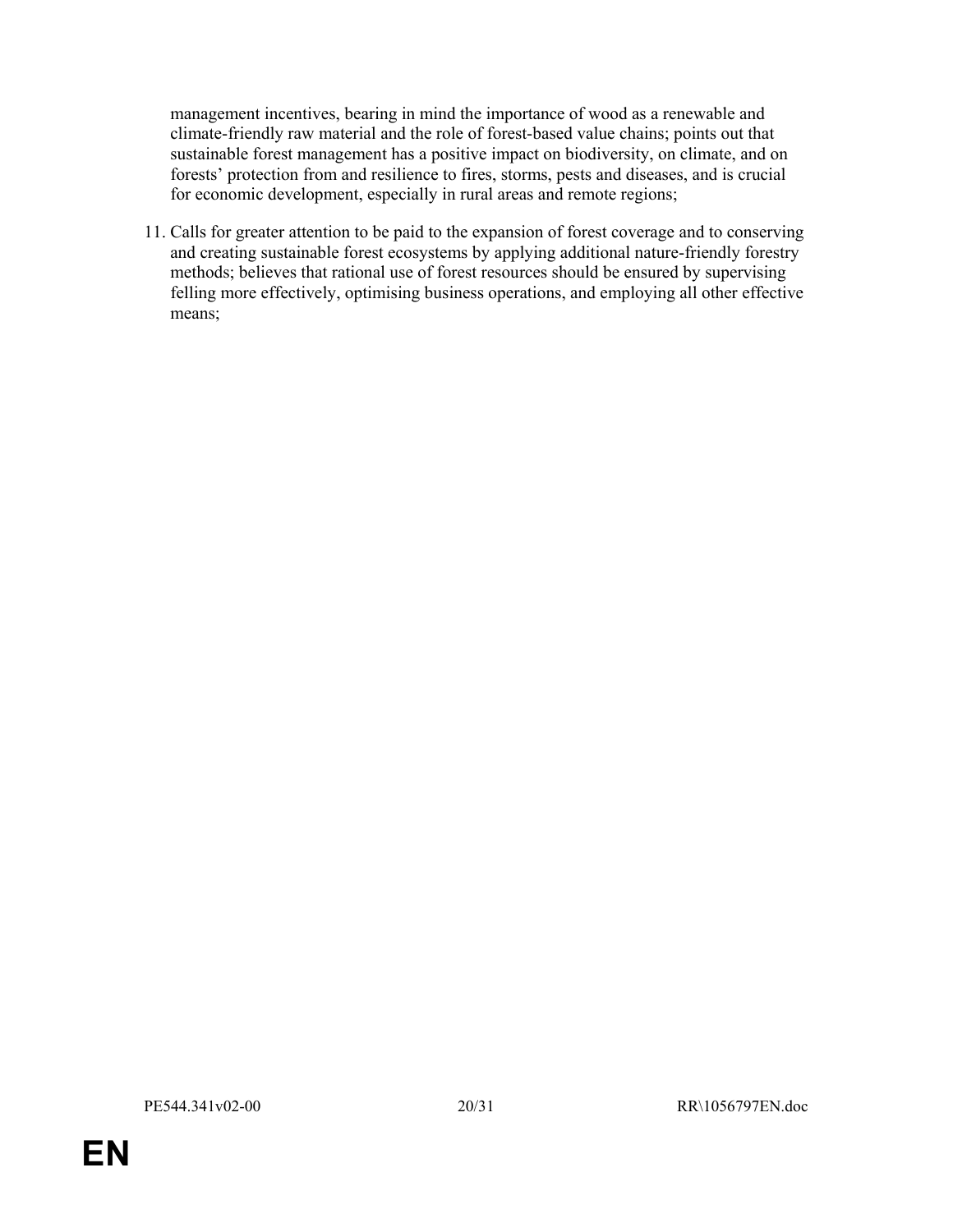management incentives, bearing in mind the importance of wood as a renewable and climate-friendly raw material and the role of forest-based value chains; points out that sustainable forest management has a positive impact on biodiversity, on climate, and on forests' protection from and resilience to fires, storms, pests and diseases, and is crucial for economic development, especially in rural areas and remote regions;

11. Calls for greater attention to be paid to the expansion of forest coverage and to conserving and creating sustainable forest ecosystems by applying additional nature-friendly forestry methods; believes that rational use of forest resources should be ensured by supervising felling more effectively, optimising business operations, and employing all other effective means;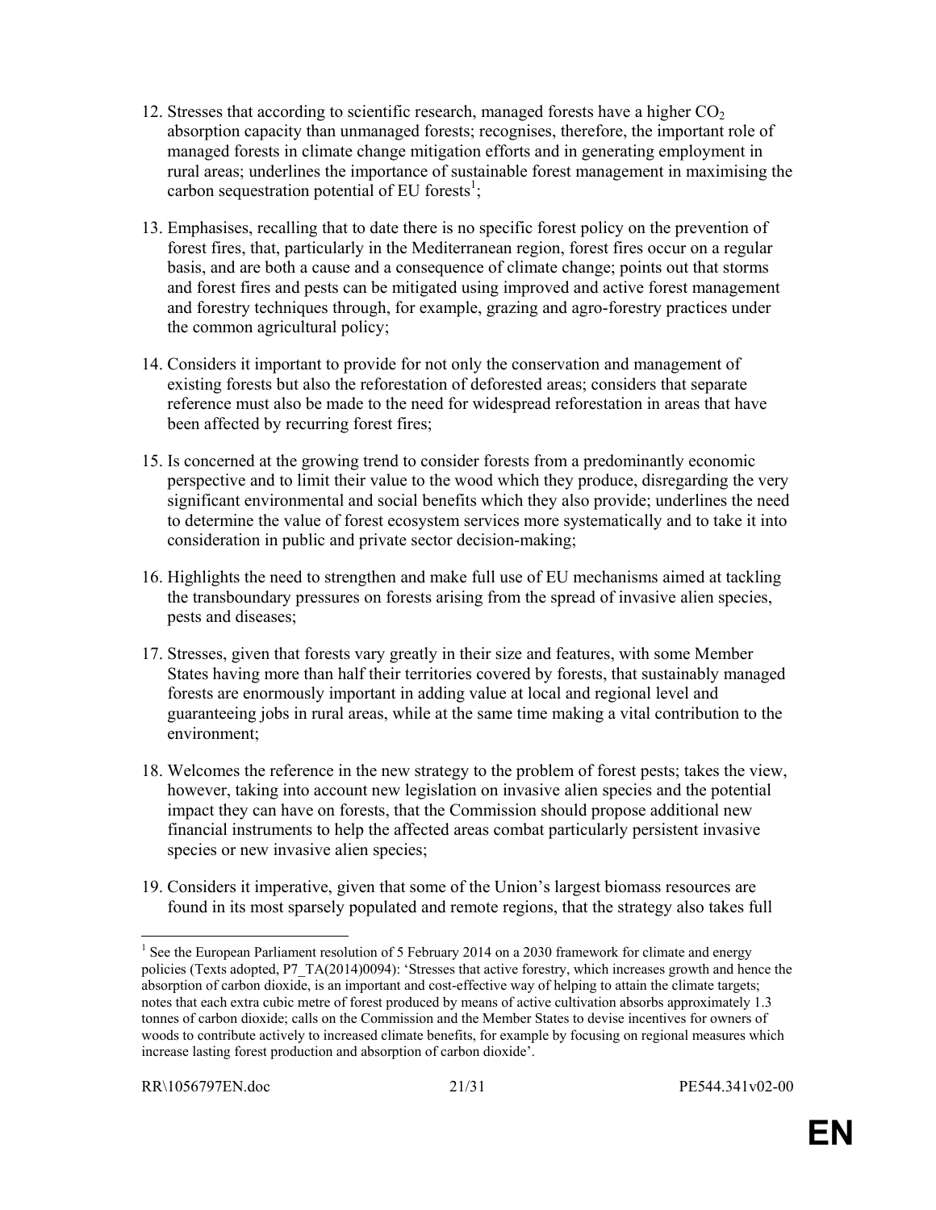12. Stresses that according to scientific research, managed forests have a higher $CO_2$ absorption capacity than unmanaged forests; recognises, therefore, the important role of managed forests in climate change mitigation efforts and in generating employment in rural areas; underlines the importance of sustainable forest management in maximising the carbon sequestration potential of EU forests[1];

13. Emphasises, recalling that to date there is no specific forest policy on the prevention of forest fires, that, particularly in the Mediterranean region, forest fires occur on a regular basis, and are both a cause and a consequence of climate change; points out that storms and forest fires and pests can be mitigated using improved and active forest management and forestry techniques through, for example, grazing and agro-forestry practices under the common agricultural policy;

14. Considers it important to provide for not only the conservation and management of existing forests but also the reforestation of deforested areas; considers that separate reference must also be made to the need for widespread reforestation in areas that have been affected by recurring forest fires;

15. Is concerned at the growing trend to consider forests from a predominantly economic perspective and to limit their value to the wood which they produce, disregarding the very significant environmental and social benefits which they also provide; underlines the need to determine the value of forest ecosystem services more systematically and to take it into consideration in public and private sector decision-making;

16. Highlights the need to strengthen and make full use of EU mechanisms aimed at tackling the transboundary pressures on forests arising from the spread of invasive alien species, pests and diseases;

17. Stresses, given that forests vary greatly in their size and features, with some Member States having more than half their territories covered by forests, that sustainably managed forests are enormously important in adding value at local and regional level and guaranteeing jobs in rural areas, while at the same time making a vital contribution to the environment;

18. Welcomes the reference in the new strategy to the problem of forest pests; takes the view, however, taking into account new legislation on invasive alien species and the potential impact they can have on forests, that the Commission should propose additional new financial instruments to help the affected areas combat particularly persistent invasive species or new invasive alien species;

19. Considers it imperative, given that some of the Union's largest biomass resources are found in its most sparsely populated and remote regions, that the strategy also takes full

---

[1] See the European Parliament resolution of 5 February 2014 on a 2030 framework for climate and energy policies (Texts adopted, P7_TA(2014)0094): 'Stresses that active forestry, which increases growth and hence the absorption of carbon dioxide, is an important and cost-effective way of helping to attain the climate targets; notes that each extra cubic metre of forest produced by means of active cultivation absorbs approximately 1.3 tonnes of carbon dioxide; calls on the Commission and the Member States to devise incentives for owners of woods to contribute actively to increased climate benefits, for example by focusing on regional measures which increase lasting forest production and absorption of carbon dioxide'.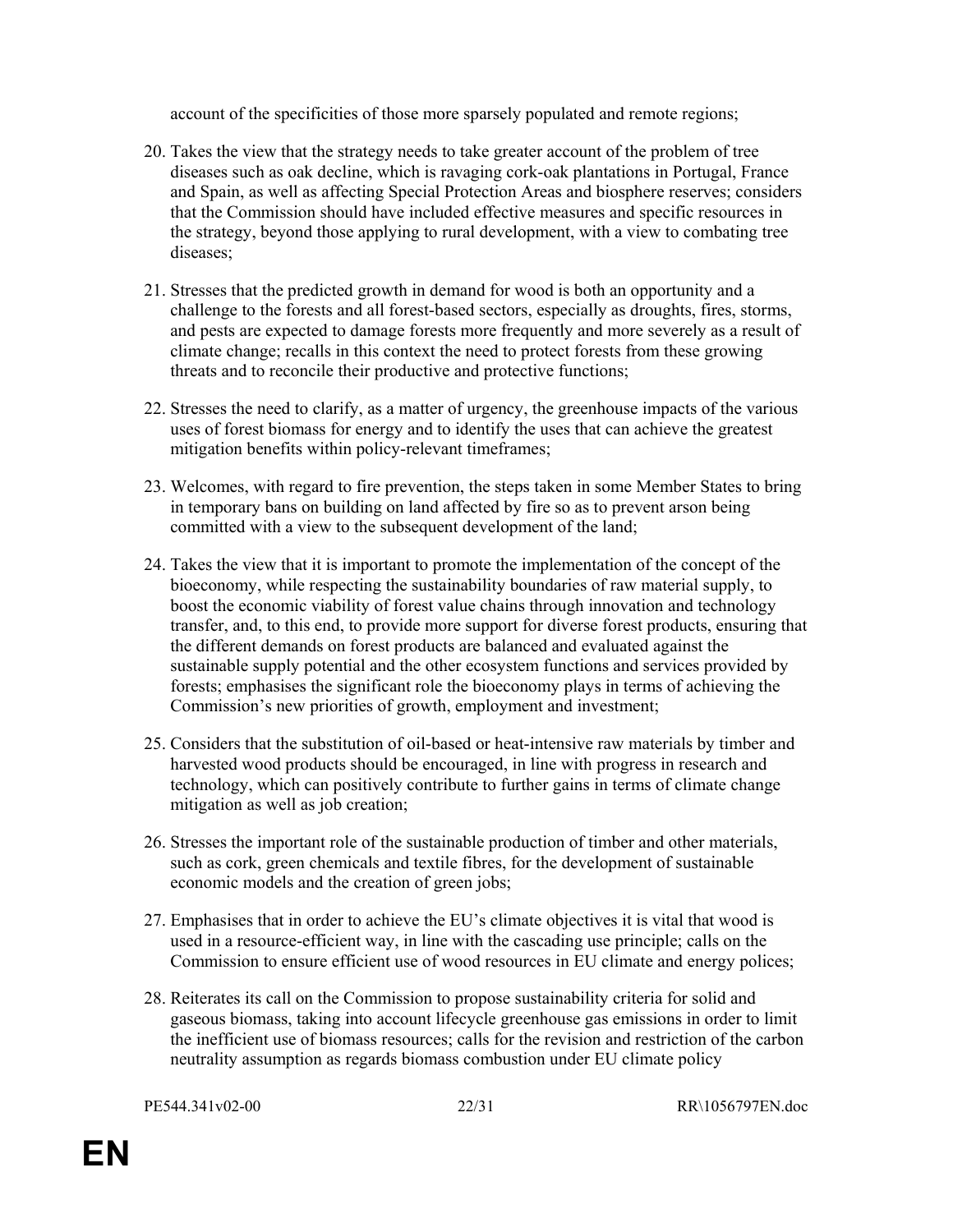account of the specificities of those more sparsely populated and remote regions;

20. Takes the view that the strategy needs to take greater account of the problem of tree diseases such as oak decline, which is ravaging cork-oak plantations in Portugal, France and Spain, as well as affecting Special Protection Areas and biosphere reserves; considers that the Commission should have included effective measures and specific resources in the strategy, beyond those applying to rural development, with a view to combating tree diseases;

21. Stresses that the predicted growth in demand for wood is both an opportunity and a challenge to the forests and all forest-based sectors, especially as droughts, fires, storms, and pests are expected to damage forests more frequently and more severely as a result of climate change; recalls in this context the need to protect forests from these growing threats and to reconcile their productive and protective functions;

22. Stresses the need to clarify, as a matter of urgency, the greenhouse impacts of the various uses of forest biomass for energy and to identify the uses that can achieve the greatest mitigation benefits within policy-relevant timeframes;

23. Welcomes, with regard to fire prevention, the steps taken in some Member States to bring in temporary bans on building on land affected by fire so as to prevent arson being committed with a view to the subsequent development of the land;

24. Takes the view that it is important to promote the implementation of the concept of the bioeconomy, while respecting the sustainability boundaries of raw material supply, to boost the economic viability of forest value chains through innovation and technology transfer, and, to this end, to provide more support for diverse forest products, ensuring that the different demands on forest products are balanced and evaluated against the sustainable supply potential and the other ecosystem functions and services provided by forests; emphasises the significant role the bioeconomy plays in terms of achieving the Commission's new priorities of growth, employment and investment;

25. Considers that the substitution of oil-based or heat-intensive raw materials by timber and harvested wood products should be encouraged, in line with progress in research and technology, which can positively contribute to further gains in terms of climate change mitigation as well as job creation;

26. Stresses the important role of the sustainable production of timber and other materials, such as cork, green chemicals and textile fibres, for the development of sustainable economic models and the creation of green jobs;

27. Emphasises that in order to achieve the EU's climate objectives it is vital that wood is used in a resource-efficient way, in line with the cascading use principle; calls on the Commission to ensure efficient use of wood resources in EU climate and energy polices;

28. Reiterates its call on the Commission to propose sustainability criteria for solid and gaseous biomass, taking into account lifecycle greenhouse gas emissions in order to limit the inefficient use of biomass resources; calls for the revision and restriction of the carbon neutrality assumption as regards biomass combustion under EU climate policy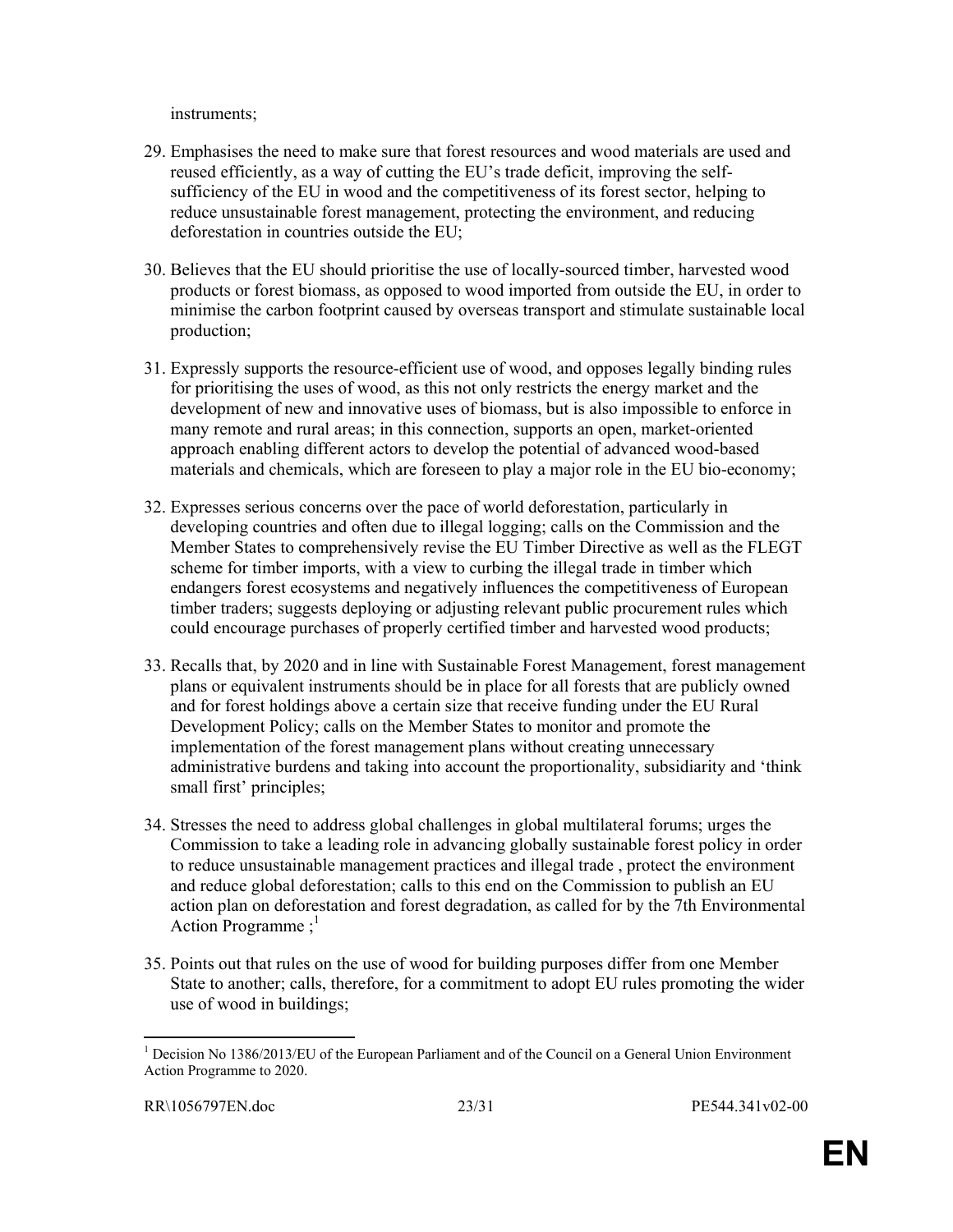instruments;

29. Emphasises the need to make sure that forest resources and wood materials are used and reused efficiently, as a way of cutting the EU's trade deficit, improving the self-sufficiency of the EU in wood and the competitiveness of its forest sector, helping to reduce unsustainable forest management, protecting the environment, and reducing deforestation in countries outside the EU;

30. Believes that the EU should prioritise the use of locally-sourced timber, harvested wood products or forest biomass, as opposed to wood imported from outside the EU, in order to minimise the carbon footprint caused by overseas transport and stimulate sustainable local production;

31. Expressly supports the resource-efficient use of wood, and opposes legally binding rules for prioritising the uses of wood, as this not only restricts the energy market and the development of new and innovative uses of biomass, but is also impossible to enforce in many remote and rural areas; in this connection, supports an open, market-oriented approach enabling different actors to develop the potential of advanced wood-based materials and chemicals, which are foreseen to play a major role in the EU bio-economy;

32. Expresses serious concerns over the pace of world deforestation, particularly in developing countries and often due to illegal logging; calls on the Commission and the Member States to comprehensively revise the EU Timber Directive as well as the FLEGT scheme for timber imports, with a view to curbing the illegal trade in timber which endangers forest ecosystems and negatively influences the competitiveness of European timber traders; suggests deploying or adjusting relevant public procurement rules which could encourage purchases of properly certified timber and harvested wood products;

33. Recalls that, by 2020 and in line with Sustainable Forest Management, forest management plans or equivalent instruments should be in place for all forests that are publicly owned and for forest holdings above a certain size that receive funding under the EU Rural Development Policy; calls on the Member States to monitor and promote the implementation of the forest management plans without creating unnecessary administrative burdens and taking into account the proportionality, subsidiarity and 'think small first' principles;

34. Stresses the need to address global challenges in global multilateral forums; urges the Commission to take a leading role in advancing globally sustainable forest policy in order to reduce unsustainable management practices and illegal trade , protect the environment and reduce global deforestation; calls to this end on the Commission to publish an EU action plan on deforestation and forest degradation, as called for by the 7th Environmental Action Programme ;[1]

35. Points out that rules on the use of wood for building purposes differ from one Member State to another; calls, therefore, for a commitment to adopt EU rules promoting the wider use of wood in buildings;

---

[1] Decision No 1386/2013/EU of the European Parliament and of the Council on a General Union Environment Action Programme to 2020.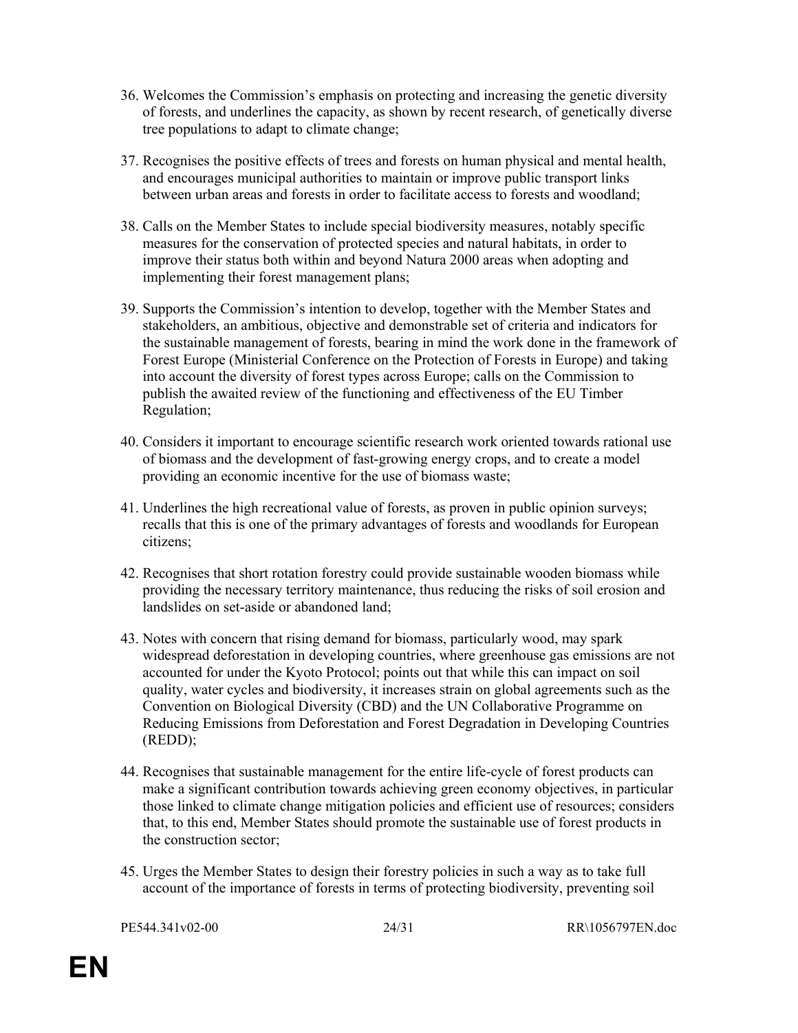36. Welcomes the Commission's emphasis on protecting and increasing the genetic diversity of forests, and underlines the capacity, as shown by recent research, of genetically diverse tree populations to adapt to climate change;

37. Recognises the positive effects of trees and forests on human physical and mental health, and encourages municipal authorities to maintain or improve public transport links between urban areas and forests in order to facilitate access to forests and woodland;

38. Calls on the Member States to include special biodiversity measures, notably specific measures for the conservation of protected species and natural habitats, in order to improve their status both within and beyond Natura 2000 areas when adopting and implementing their forest management plans;

39. Supports the Commission's intention to develop, together with the Member States and stakeholders, an ambitious, objective and demonstrable set of criteria and indicators for the sustainable management of forests, bearing in mind the work done in the framework of Forest Europe (Ministerial Conference on the Protection of Forests in Europe) and taking into account the diversity of forest types across Europe; calls on the Commission to publish the awaited review of the functioning and effectiveness of the EU Timber Regulation;

40. Considers it important to encourage scientific research work oriented towards rational use of biomass and the development of fast-growing energy crops, and to create a model providing an economic incentive for the use of biomass waste;

41. Underlines the high recreational value of forests, as proven in public opinion surveys; recalls that this is one of the primary advantages of forests and woodlands for European citizens;

42. Recognises that short rotation forestry could provide sustainable wooden biomass while providing the necessary territory maintenance, thus reducing the risks of soil erosion and landslides on set-aside or abandoned land;

43. Notes with concern that rising demand for biomass, particularly wood, may spark widespread deforestation in developing countries, where greenhouse gas emissions are not accounted for under the Kyoto Protocol; points out that while this can impact on soil quality, water cycles and biodiversity, it increases strain on global agreements such as the Convention on Biological Diversity (CBD) and the UN Collaborative Programme on Reducing Emissions from Deforestation and Forest Degradation in Developing Countries (REDD);

44. Recognises that sustainable management for the entire life-cycle of forest products can make a significant contribution towards achieving green economy objectives, in particular those linked to climate change mitigation policies and efficient use of resources; considers that, to this end, Member States should promote the sustainable use of forest products in the construction sector;

45. Urges the Member States to design their forestry policies in such a way as to take full account of the importance of forests in terms of protecting biodiversity, preventing soil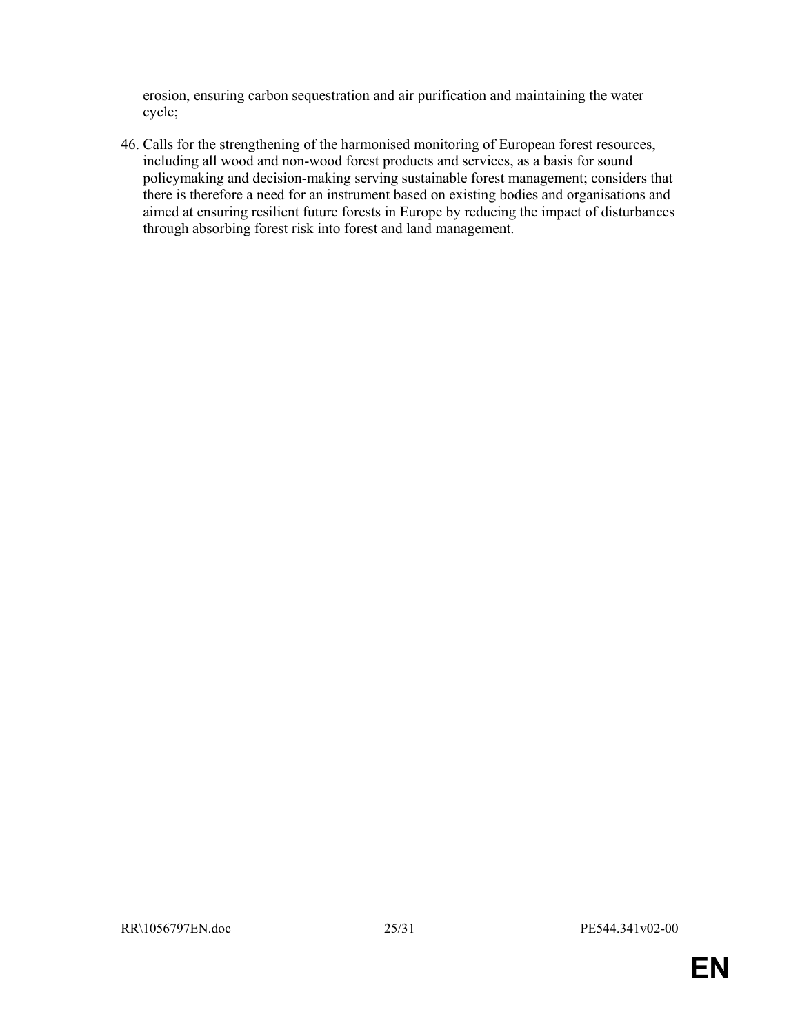erosion, ensuring carbon sequestration and air purification and maintaining the water cycle;

46. Calls for the strengthening of the harmonised monitoring of European forest resources, including all wood and non-wood forest products and services, as a basis for sound policymaking and decision-making serving sustainable forest management; considers that there is therefore a need for an instrument based on existing bodies and organisations and aimed at ensuring resilient future forests in Europe by reducing the impact of disturbances through absorbing forest risk into forest and land management.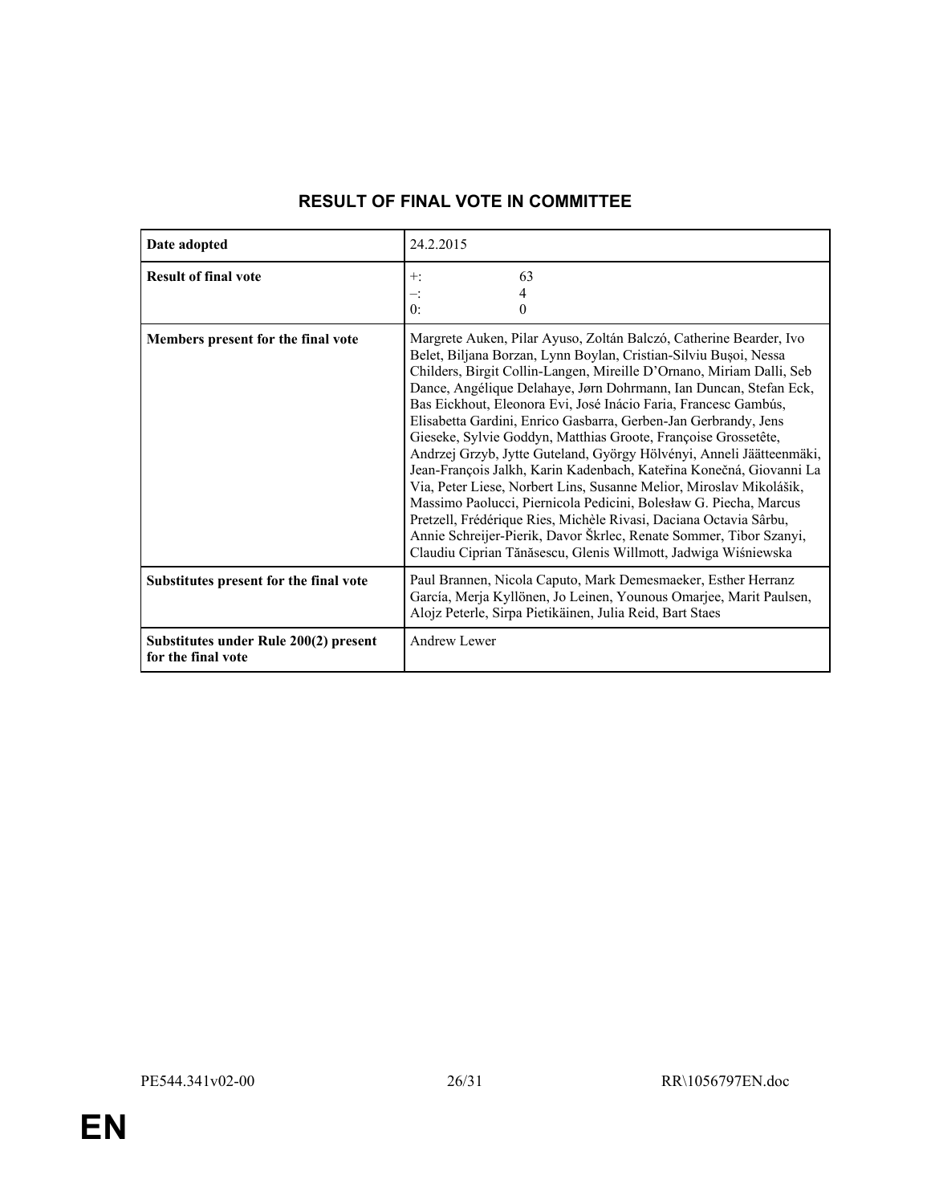## RESULT OF FINAL VOTE IN COMMITTEE

| Date adopted | 24.2.2015 |
| --- | --- |
| **Result of final vote** | +: 63<br>–: 4<br>0: 0 |
| **Members present for the final vote** | Margrete Auken, Pilar Ayuso, Zoltán Balczó, Catherine Bearder, Ivo Belet, Biljana Borzan, Lynn Boylan, Cristian-Silviu Bușoi, Nessa Childers, Birgit Collin-Langen, Mireille D’Ornano, Miriam Dalli, Seb Dance, Angélique Delahaye, Jørn Dohrmann, Ian Duncan, Stefan Eck, Bas Eickhout, Eleonora Evi, José Inácio Faria, Francesc Gambús, Elisabetta Gardini, Enrico Gasbarra, Gerben-Jan Gerbrandy, Jens Gieseke, Sylvie Goddyn, Matthias Groote, Françoise Grossetête, Andrzej Grzyb, Jytte Guteland, György Hölvényi, Anneli Jäätteenmäki, Jean-François Jalkh, Karin Kadenbach, Kateřina Konečná, Giovanni La Via, Peter Liese, Norbert Lins, Susanne Melior, Miroslav Mikolášik, Massimo Paolucci, Piernicola Pedicini, Bolesław G. Piecha, Marcus Pretzell, Frédérique Ries, Michèle Rivasi, Daciana Octavia Sârbu, Annie Schreijer-Pierik, Davor Škrlec, Renate Sommer, Tibor Szanyi, Claudiu Ciprian Tănăsescu, Glenis Willmott, Jadwiga Wiśniewska |
| **Substitutes present for the final vote** | Paul Brannen, Nicola Caputo, Mark Demesmaeker, Esther Herranz García, Merja Kyllönen, Jo Leinen, Younous Omarjee, Marit Paulsen, Alojz Peterle, Sirpa Pietikäinen, Julia Reid, Bart Staes |
| **Substitutes under Rule 200(2) present for the final vote** | Andrew Lewer |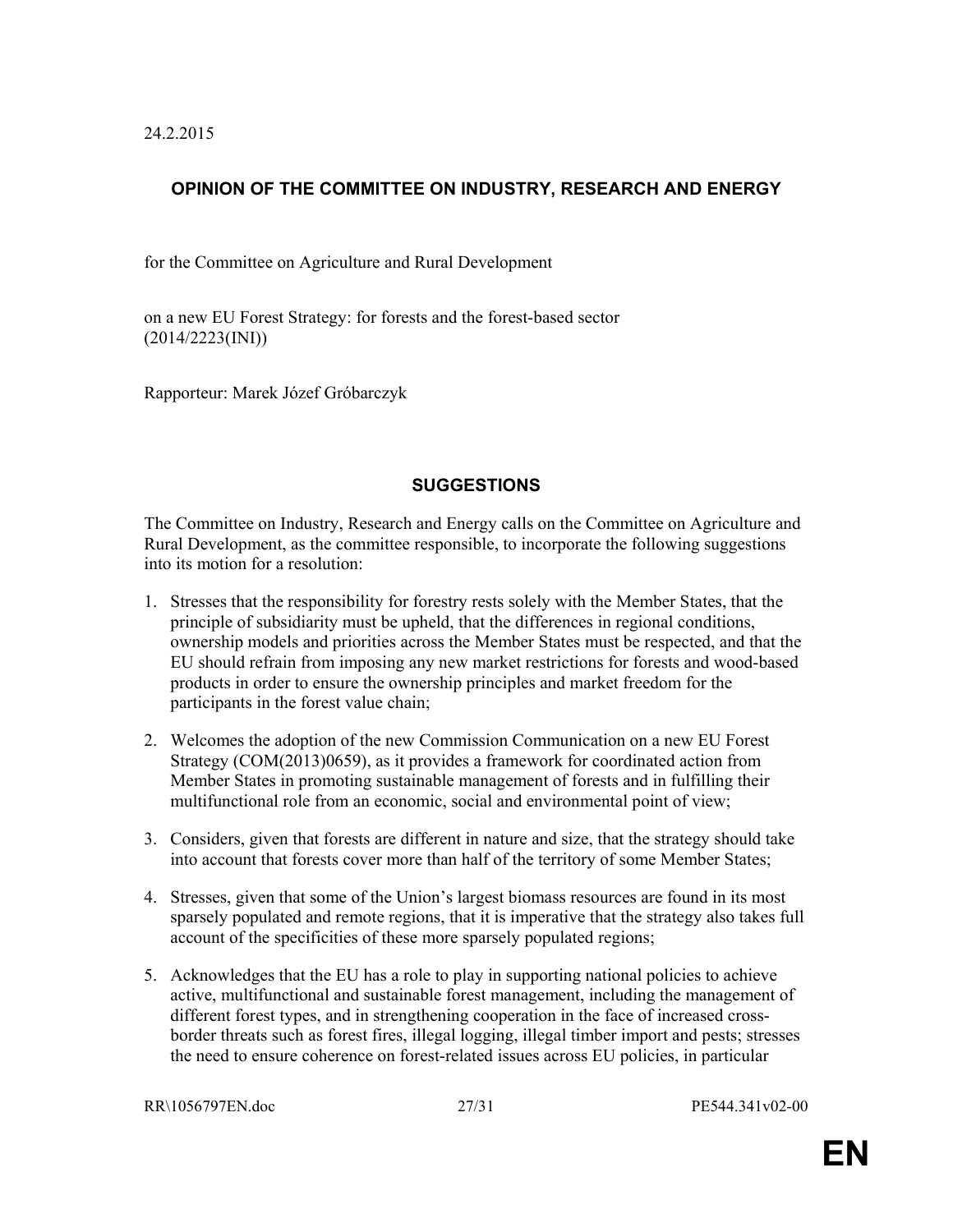24.2.2015

## OPINION OF THE COMMITTEE ON INDUSTRY, RESEARCH AND ENERGY

for the Committee on Agriculture and Rural Development

on a new EU Forest Strategy: for forests and the forest-based sector
(2014/2223(INI))

Rapporteur: Marek Józef Gróbarczyk

## SUGGESTIONS

The Committee on Industry, Research and Energy calls on the Committee on Agriculture and Rural Development, as the committee responsible, to incorporate the following suggestions into its motion for a resolution:

1. Stresses that the responsibility for forestry rests solely with the Member States, that the principle of subsidiarity must be upheld, that the differences in regional conditions, ownership models and priorities across the Member States must be respected, and that the EU should refrain from imposing any new market restrictions for forests and wood-based products in order to ensure the ownership principles and market freedom for the participants in the forest value chain;

2. Welcomes the adoption of the new Commission Communication on a new EU Forest Strategy (COM(2013)0659), as it provides a framework for coordinated action from Member States in promoting sustainable management of forests and in fulfilling their multifunctional role from an economic, social and environmental point of view;

3. Considers, given that forests are different in nature and size, that the strategy should take into account that forests cover more than half of the territory of some Member States;

4. Stresses, given that some of the Union's largest biomass resources are found in its most sparsely populated and remote regions, that it is imperative that the strategy also takes full account of the specificities of these more sparsely populated regions;

5. Acknowledges that the EU has a role to play in supporting national policies to achieve active, multifunctional and sustainable forest management, including the management of different forest types, and in strengthening cooperation in the face of increased cross-border threats such as forest fires, illegal logging, illegal timber import and pests; stresses the need to ensure coherence on forest-related issues across EU policies, in particular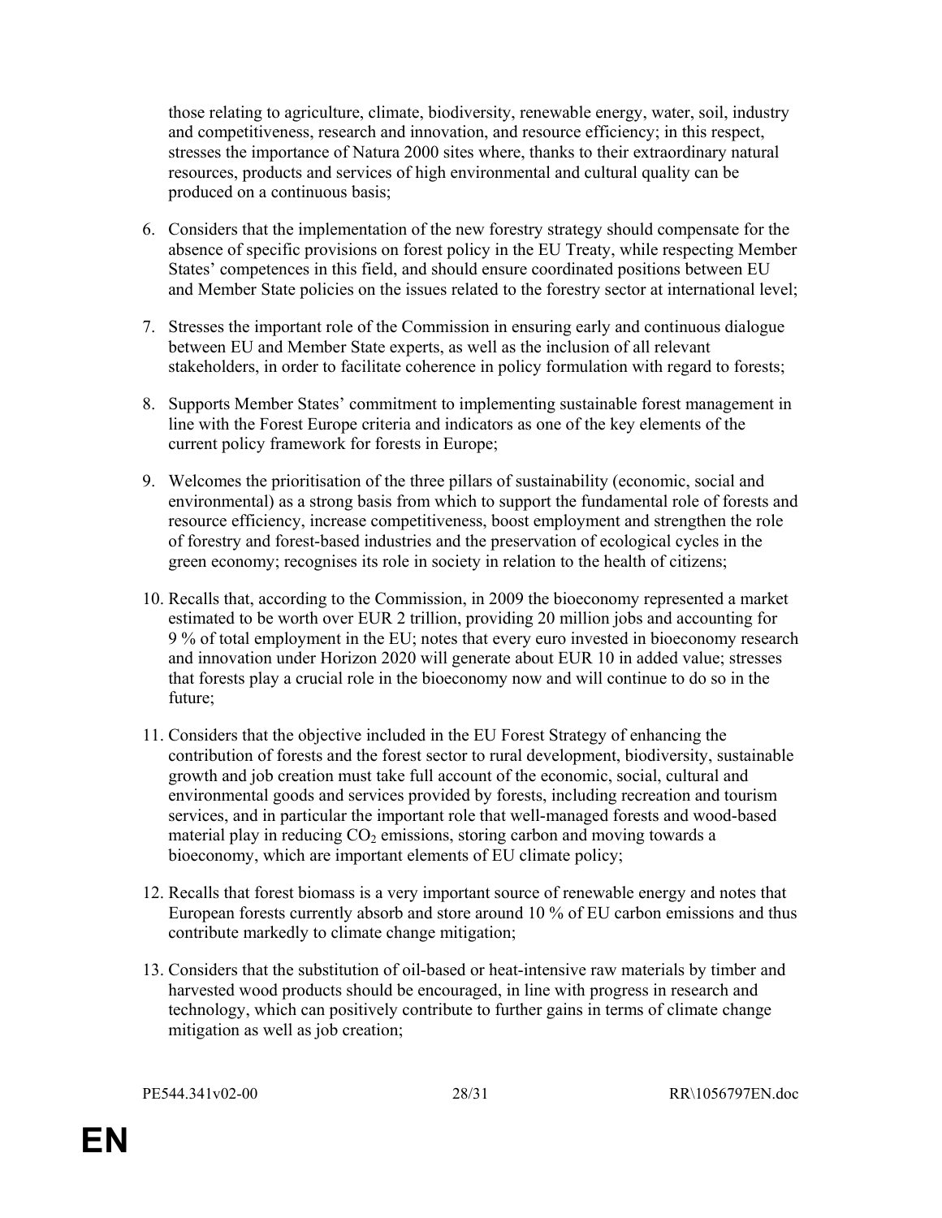those relating to agriculture, climate, biodiversity, renewable energy, water, soil, industry and competitiveness, research and innovation, and resource efficiency; in this respect, stresses the importance of Natura 2000 sites where, thanks to their extraordinary natural resources, products and services of high environmental and cultural quality can be produced on a continuous basis;

6. Considers that the implementation of the new forestry strategy should compensate for the absence of specific provisions on forest policy in the EU Treaty, while respecting Member States' competences in this field, and should ensure coordinated positions between EU and Member State policies on the issues related to the forestry sector at international level;

7. Stresses the important role of the Commission in ensuring early and continuous dialogue between EU and Member State experts, as well as the inclusion of all relevant stakeholders, in order to facilitate coherence in policy formulation with regard to forests;

8. Supports Member States' commitment to implementing sustainable forest management in line with the Forest Europe criteria and indicators as one of the key elements of the current policy framework for forests in Europe;

9. Welcomes the prioritisation of the three pillars of sustainability (economic, social and environmental) as a strong basis from which to support the fundamental role of forests and resource efficiency, increase competitiveness, boost employment and strengthen the role of forestry and forest-based industries and the preservation of ecological cycles in the green economy; recognises its role in society in relation to the health of citizens;

10. Recalls that, according to the Commission, in 2009 the bioeconomy represented a market estimated to be worth over EUR 2 trillion, providing 20 million jobs and accounting for 9 % of total employment in the EU; notes that every euro invested in bioeconomy research and innovation under Horizon 2020 will generate about EUR 10 in added value; stresses that forests play a crucial role in the bioeconomy now and will continue to do so in the future;

11. Considers that the objective included in the EU Forest Strategy of enhancing the contribution of forests and the forest sector to rural development, biodiversity, sustainable growth and job creation must take full account of the economic, social, cultural and environmental goods and services provided by forests, including recreation and tourism services, and in particular the important role that well-managed forests and wood-based material play in reducing $CO_2$ emissions, storing carbon and moving towards a bioeconomy, which are important elements of EU climate policy;

12. Recalls that forest biomass is a very important source of renewable energy and notes that European forests currently absorb and store around 10 % of EU carbon emissions and thus contribute markedly to climate change mitigation;

13. Considers that the substitution of oil-based or heat-intensive raw materials by timber and harvested wood products should be encouraged, in line with progress in research and technology, which can positively contribute to further gains in terms of climate change mitigation as well as job creation;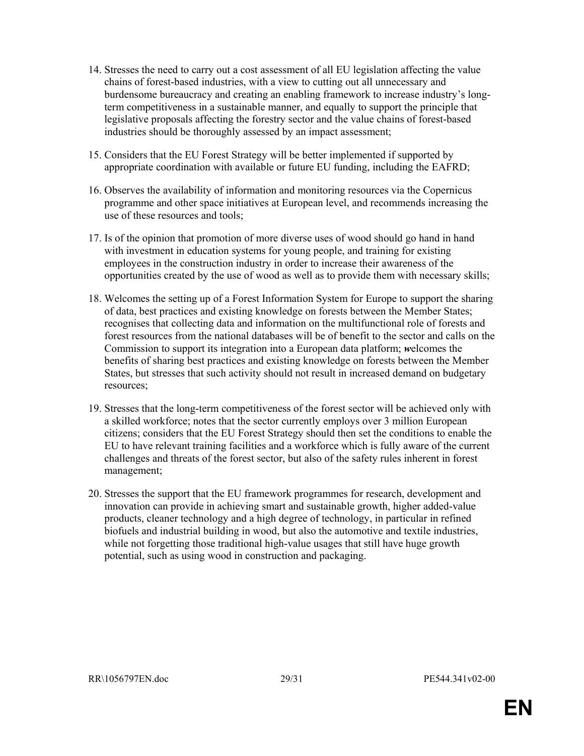14. Stresses the need to carry out a cost assessment of all EU legislation affecting the value chains of forest-based industries, with a view to cutting out all unnecessary and burdensome bureaucracy and creating an enabling framework to increase industry's long-term competitiveness in a sustainable manner, and equally to support the principle that legislative proposals affecting the forestry sector and the value chains of forest-based industries should be thoroughly assessed by an impact assessment;

15. Considers that the EU Forest Strategy will be better implemented if supported by appropriate coordination with available or future EU funding, including the EAFRD;

16. Observes the availability of information and monitoring resources via the Copernicus programme and other space initiatives at European level, and recommends increasing the use of these resources and tools;

17. Is of the opinion that promotion of more diverse uses of wood should go hand in hand with investment in education systems for young people, and training for existing employees in the construction industry in order to increase their awareness of the opportunities created by the use of wood as well as to provide them with necessary skills;

18. Welcomes the setting up of a Forest Information System for Europe to support the sharing of data, best practices and existing knowledge on forests between the Member States; recognises that collecting data and information on the multifunctional role of forests and forest resources from the national databases will be of benefit to the sector and calls on the Commission to support its integration into a European data platform; ***w***elcomes the benefits of sharing best practices and existing knowledge on forests between the Member States, but stresses that such activity should not result in increased demand on budgetary resources;

19. Stresses that the long-term competitiveness of the forest sector will be achieved only with a skilled workforce; notes that the sector currently employs over 3 million European citizens; considers that the EU Forest Strategy should then set the conditions to enable the EU to have relevant training facilities and a workforce which is fully aware of the current challenges and threats of the forest sector, but also of the safety rules inherent in forest management;

20. Stresses the support that the EU framework programmes for research, development and innovation can provide in achieving smart and sustainable growth, higher added-value products, cleaner technology and a high degree of technology, in particular in refined biofuels and industrial building in wood, but also the automotive and textile industries, while not forgetting those traditional high-value usages that still have huge growth potential, such as using wood in construction and packaging.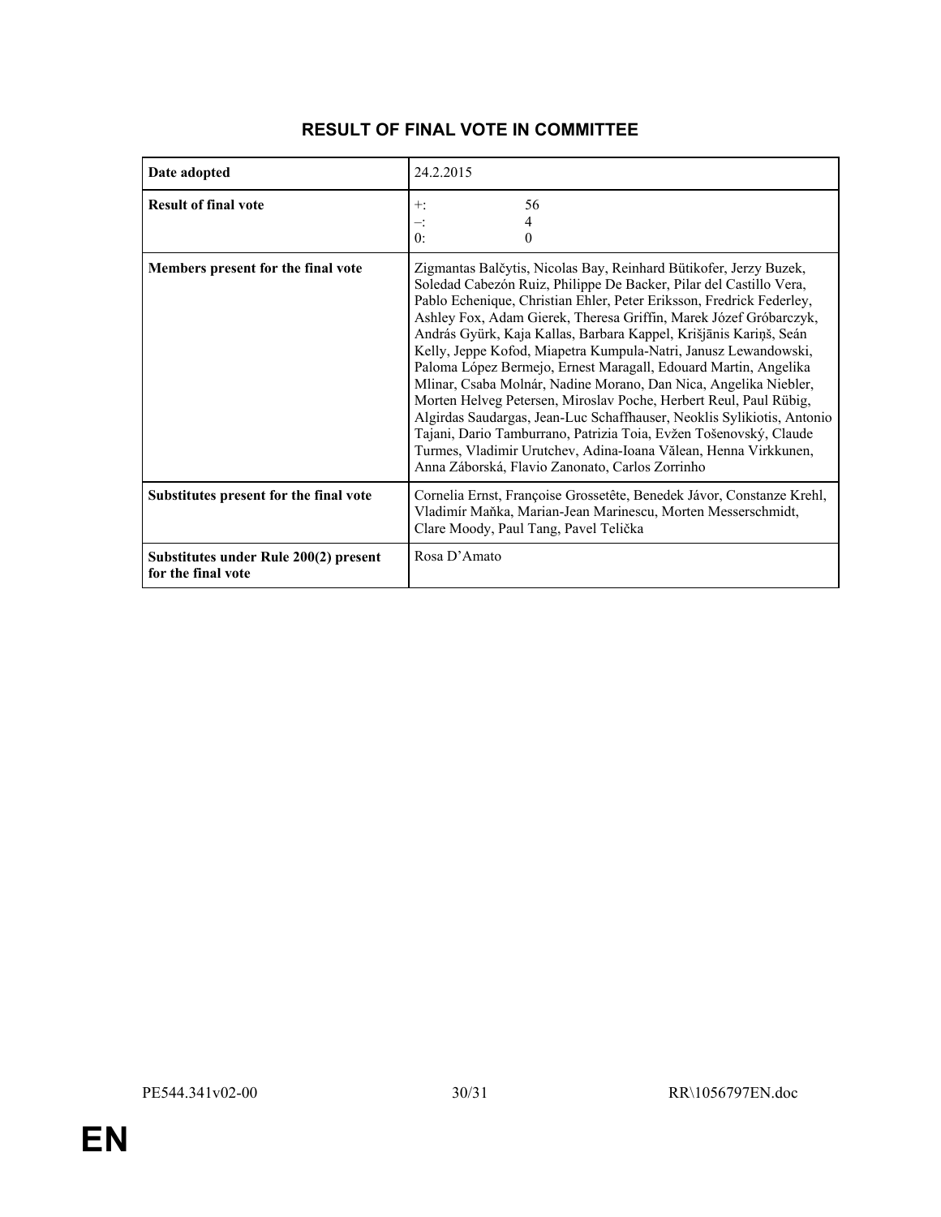## RESULT OF FINAL VOTE IN COMMITTEE

| Date adopted | 24.2.2015 |
|---|---|
| Result of final vote | +: 56<br>–: 4<br>0: 0 |
| Members present for the final vote | Zigmantas Balčytis, Nicolas Bay, Reinhard Bütikofer, Jerzy Buzek, Soledad Cabezón Ruiz, Philippe De Backer, Pilar del Castillo Vera, Pablo Echenique, Christian Ehler, Peter Eriksson, Fredrick Federley, Ashley Fox, Adam Gierek, Theresa Griffin, Marek Józef Gróbarczyk, András Gyürk, Kaja Kallas, Barbara Kappel, Krišjānis Kariņš, Seán Kelly, Jeppe Kofod, Miapetra Kumpula-Natri, Janusz Lewandowski, Paloma López Bermejo, Ernest Maragall, Edouard Martin, Angelika Mlinar, Csaba Molnár, Nadine Morano, Dan Nica, Angelika Niebler, Morten Helveg Petersen, Miroslav Poche, Herbert Reul, Paul Rübig, Algirdas Saudargas, Jean-Luc Schaffhauser, Neoklis Sylikiotis, Antonio Tajani, Dario Tamburrano, Patrizia Toia, Evžen Tošenovský, Claude Turmes, Vladimir Urutchev, Adina-Ioana Vălean, Henna Virkkunen, Anna Záborská, Flavio Zanonato, Carlos Zorrinho |
| Substitutes present for the final vote | Cornelia Ernst, Françoise Grossetête, Benedek Jávor, Constanze Krehl, Vladimír Maňka, Marian-Jean Marinescu, Morten Messerschmidt, Clare Moody, Paul Tang, Pavel Telička |
| Substitutes under Rule 200(2) present for the final vote | Rosa D'Amato |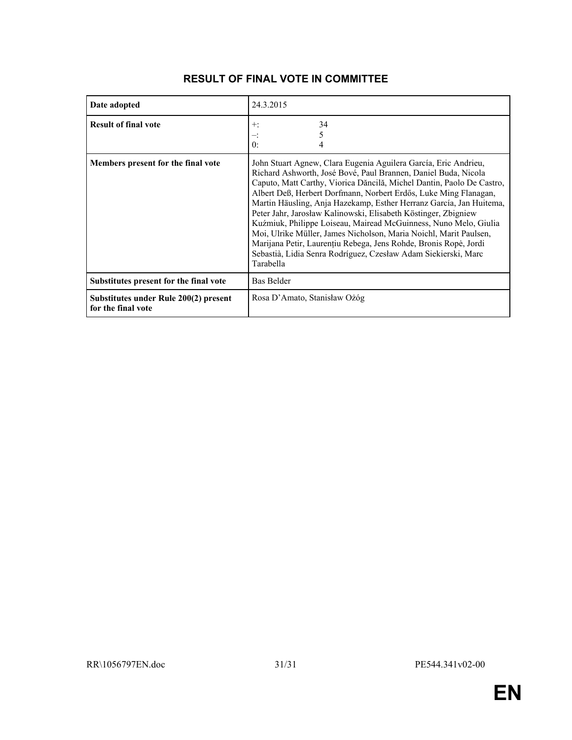## RESULT OF FINAL VOTE IN COMMITTEE

| | |
|---|---|
| **Date adopted** | 24.3.2015 |
| **Result of final vote** | +: 34<br>–: 5<br>0: 4 |
| **Members present for the final vote** | John Stuart Agnew, Clara Eugenia Aguilera García, Eric Andrieu, Richard Ashworth, José Bové, Paul Brannen, Daniel Buda, Nicola Caputo, Matt Carthy, Viorica Dăncilă, Michel Dantin, Paolo De Castro, Albert Deß, Herbert Dorfmann, Norbert Erdős, Luke Ming Flanagan, Martin Häusling, Anja Hazekamp, Esther Herranz García, Jan Huitema, Peter Jahr, Jarosław Kalinowski, Elisabeth Köstinger, Zbigniew Kuźmiuk, Philippe Loiseau, Mairead McGuinness, Nuno Melo, Giulia Moi, Ulrike Müller, James Nicholson, Maria Noichl, Marit Paulsen, Marijana Petir, Laurențiu Rebega, Jens Rohde, Bronis Ropė, Jordi Sebastià, Lidia Senra Rodríguez, Czesław Adam Siekierski, Marc Tarabella |
| **Substitutes present for the final vote** | Bas Belder |
| **Substitutes under Rule 200(2) present for the final vote** | Rosa D'Amato, Stanisław Ożóg |